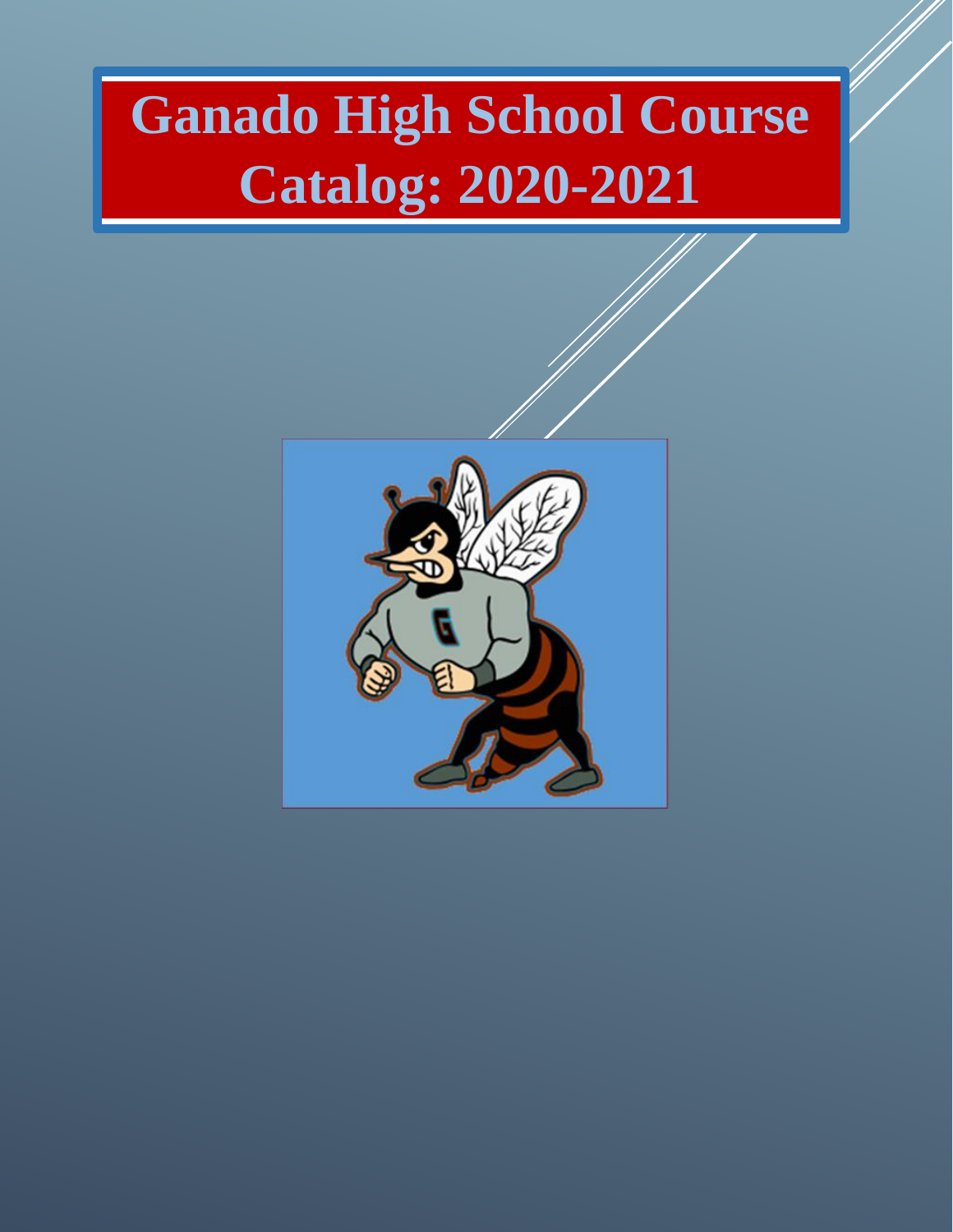# Ganado High School Course Catalog: 2020-2021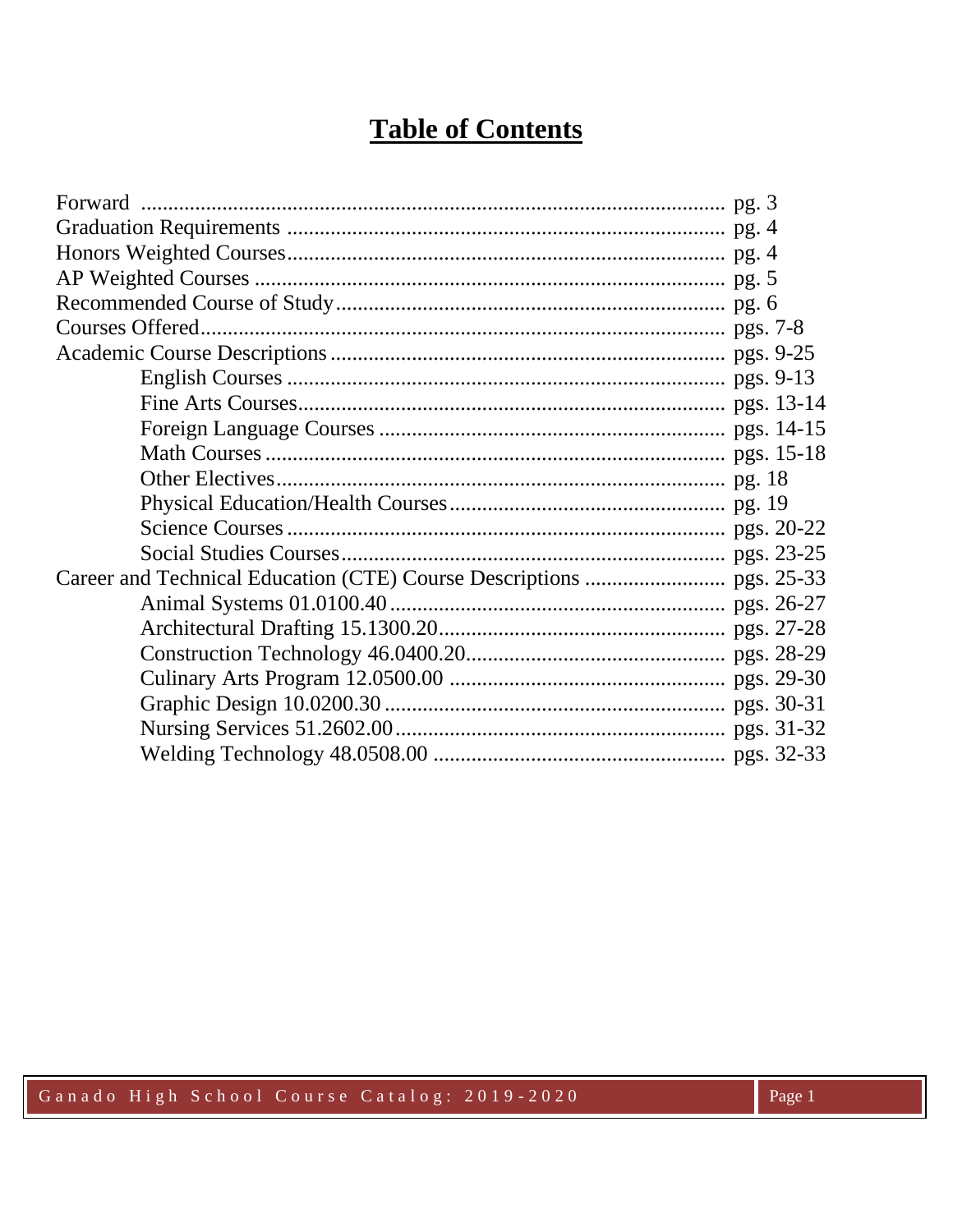# Table of Contents

- Forward .......... pg. 3
- Graduation Requirements .......... pg. 4
- Honors Weighted Courses .......... pg. 4
- AP Weighted Courses .......... pg. 5
- Recommended Course of Study .......... pg. 6
- Courses Offered .......... pgs. 7-8
- Academic Course Descriptions .......... pgs. 9-25
  - English Courses .......... pgs. 9-13
  - Fine Arts Courses .......... pgs. 13-14
  - Foreign Language Courses .......... pgs. 14-15
  - Math Courses .......... pgs. 15-18
  - Other Electives .......... pg. 18
  - Physical Education/Health Courses .......... pg. 19
  - Science Courses .......... pgs. 20-22
  - Social Studies Courses .......... pgs. 23-25
- Career and Technical Education (CTE) Course Descriptions .......... pgs. 25-33
  - Animal Systems 01.0100.40 .......... pgs. 26-27
  - Architectural Drafting 15.1300.20 .......... pgs. 27-28
  - Construction Technology 46.0400.20 .......... pgs. 28-29
  - Culinary Arts Program 12.0500.00 .......... pgs. 29-30
  - Graphic Design 10.0200.30 .......... pgs. 30-31
  - Nursing Services 51.2602.00 .......... pgs. 31-32
  - Welding Technology 48.0508.00 .......... pgs. 32-33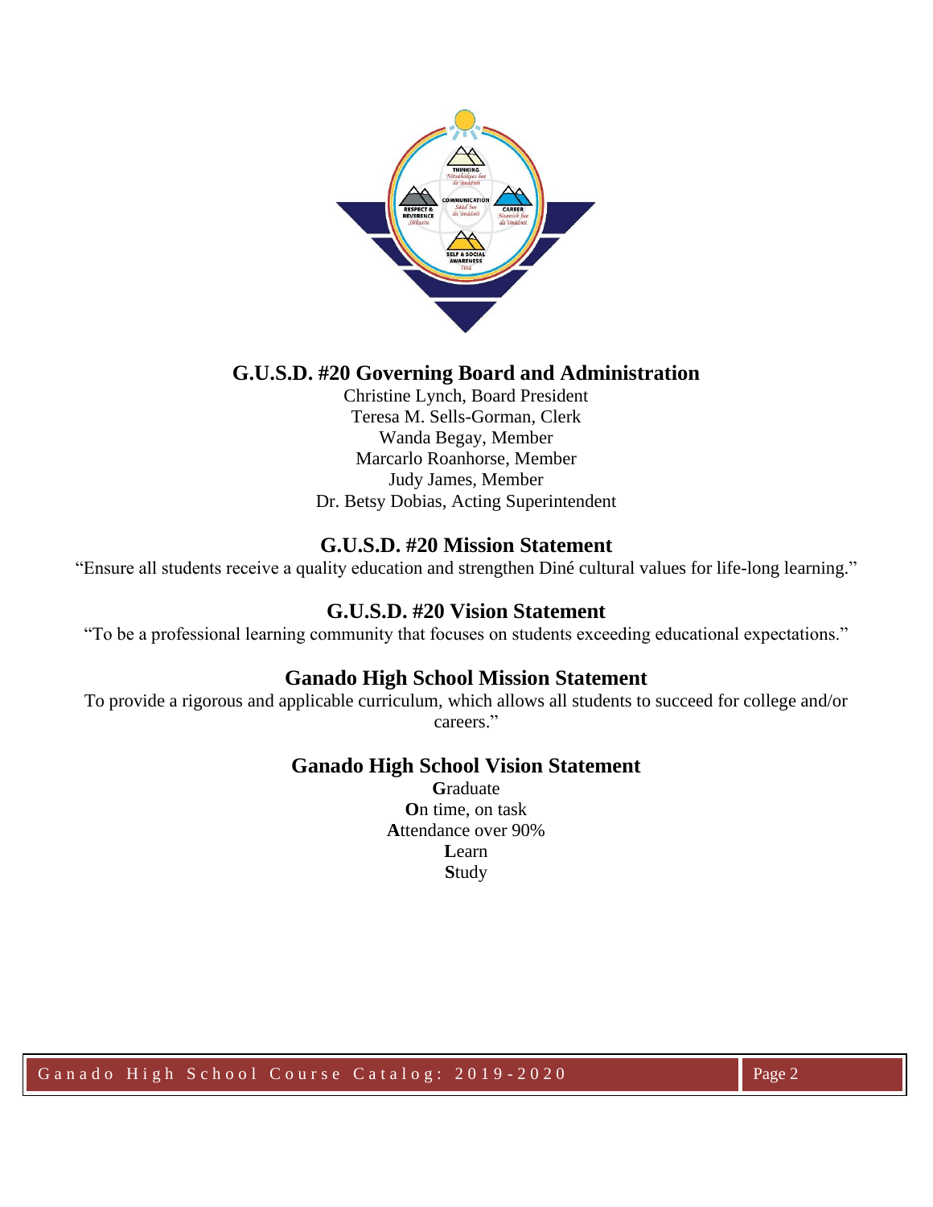## G.U.S.D. #20 Governing Board and Administration

Christine Lynch, Board President
Teresa M. Sells-Gorman, Clerk
Wanda Begay, Member
Marcarlo Roanhorse, Member
Judy James, Member
Dr. Betsy Dobias, Acting Superintendent

## G.U.S.D. #20 Mission Statement

"Ensure all students receive a quality education and strengthen Diné cultural values for life-long learning."

## G.U.S.D. #20 Vision Statement

"To be a professional learning community that focuses on students exceeding educational expectations."

## Ganado High School Mission Statement

To provide a rigorous and applicable curriculum, which allows all students to succeed for college and/or careers."

## Ganado High School Vision Statement

**G**raduate
**O**n time, on task
**A**ttendance over 90%
**L**earn
**S**tudy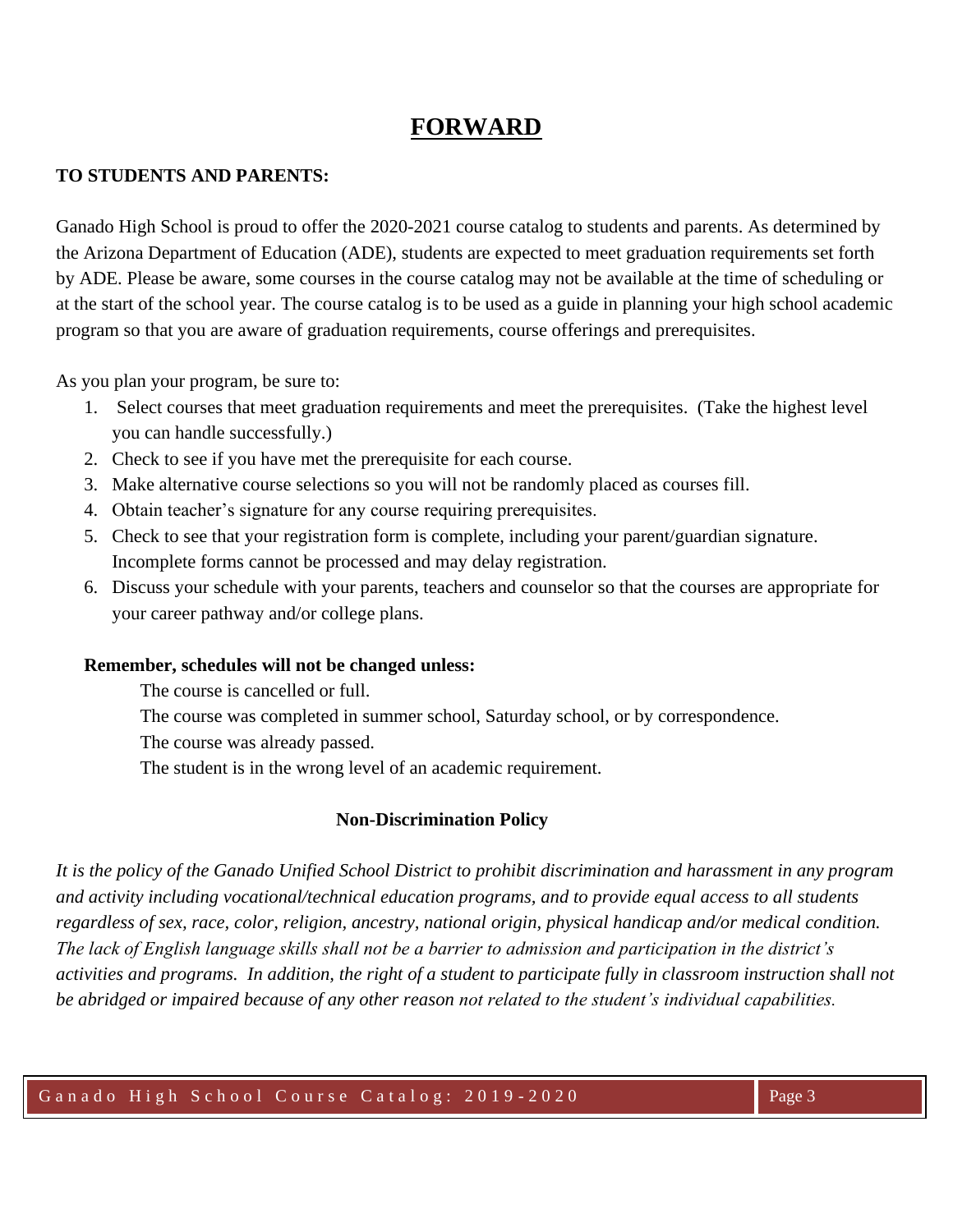# FORWARD

**TO STUDENTS AND PARENTS:**

Ganado High School is proud to offer the 2020-2021 course catalog to students and parents. As determined by the Arizona Department of Education (ADE), students are expected to meet graduation requirements set forth by ADE. Please be aware, some courses in the course catalog may not be available at the time of scheduling or at the start of the school year. The course catalog is to be used as a guide in planning your high school academic program so that you are aware of graduation requirements, course offerings and prerequisites.

As you plan your program, be sure to:

1. Select courses that meet graduation requirements and meet the prerequisites. (Take the highest level you can handle successfully.)
2. Check to see if you have met the prerequisite for each course.
3. Make alternative course selections so you will not be randomly placed as courses fill.
4. Obtain teacher's signature for any course requiring prerequisites.
5. Check to see that your registration form is complete, including your parent/guardian signature. Incomplete forms cannot be processed and may delay registration.
6. Discuss your schedule with your parents, teachers and counselor so that the courses are appropriate for your career pathway and/or college plans.

**Remember, schedules will not be changed unless:**

The course is cancelled or full.
The course was completed in summer school, Saturday school, or by correspondence.
The course was already passed.
The student is in the wrong level of an academic requirement.

**Non-Discrimination Policy**

*It is the policy of the Ganado Unified School District to prohibit discrimination and harassment in any program and activity including vocational/technical education programs, and to provide equal access to all students regardless of sex, race, color, religion, ancestry, national origin, physical handicap and/or medical condition. The lack of English language skills shall not be a barrier to admission and participation in the district's activities and programs. In addition, the right of a student to participate fully in classroom instruction shall not be abridged or impaired because of any other reason not related to the student's individual capabilities.*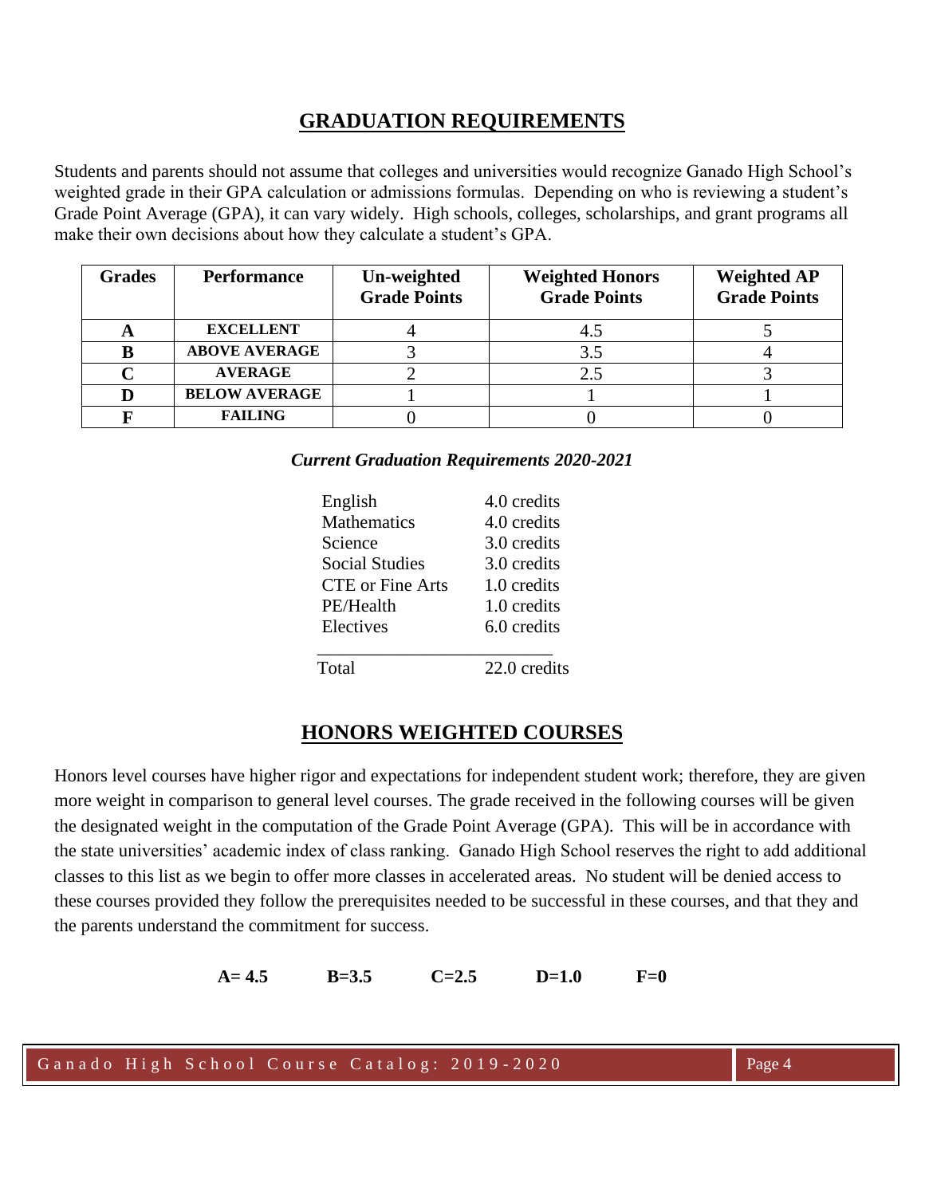## GRADUATION REQUIREMENTS

Students and parents should not assume that colleges and universities would recognize Ganado High School's weighted grade in their GPA calculation or admissions formulas. Depending on who is reviewing a student's Grade Point Average (GPA), it can vary widely. High schools, colleges, scholarships, and grant programs all make their own decisions about how they calculate a student's GPA.

| Grades | Performance | Un-weighted Grade Points | Weighted Honors Grade Points | Weighted AP Grade Points |
|---|---|---|---|---|
| **A** | **EXCELLENT** | 4 | 4.5 | 5 |
| **B** | **ABOVE AVERAGE** | 3 | 3.5 | 4 |
| **C** | **AVERAGE** | 2 | 2.5 | 3 |
| **D** | **BELOW AVERAGE** | 1 | 1 | 1 |
| **F** | **FAILING** | 0 | 0 | 0 |

***Current Graduation Requirements 2020-2021***

| | |
|---|---|
| English | 4.0 credits |
| Mathematics | 4.0 credits |
| Science | 3.0 credits |
| Social Studies | 3.0 credits |
| CTE or Fine Arts | 1.0 credits |
| PE/Health | 1.0 credits |
| Electives | 6.0 credits |
| Total | 22.0 credits |

## HONORS WEIGHTED COURSES

Honors level courses have higher rigor and expectations for independent student work; therefore, they are given more weight in comparison to general level courses. The grade received in the following courses will be given the designated weight in the computation of the Grade Point Average (GPA). This will be in accordance with the state universities' academic index of class ranking. Ganado High School reserves the right to add additional classes to this list as we begin to offer more classes in accelerated areas. No student will be denied access to these courses provided they follow the prerequisites needed to be successful in these courses, and that they and the parents understand the commitment for success.

**A= 4.5 B=3.5 C=2.5 D=1.0 F=0**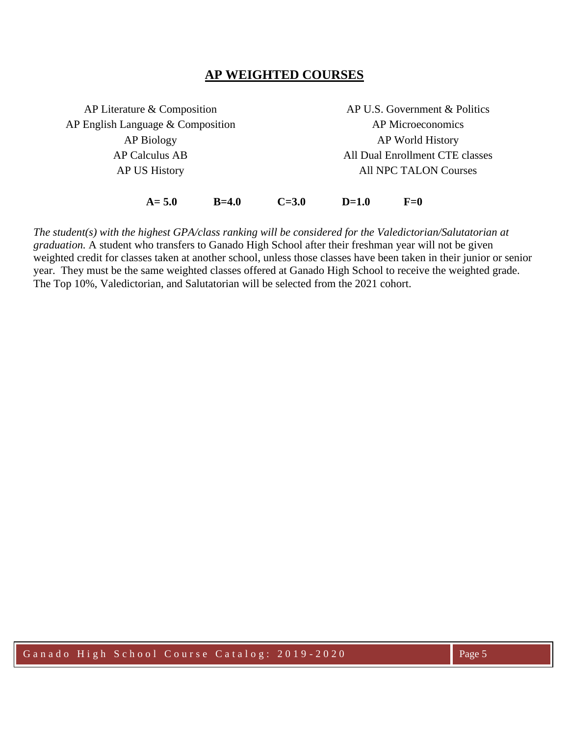## AP WEIGHTED COURSES

- AP Literature & Composition
- AP English Language & Composition
- AP Biology
- AP Calculus AB
- AP US History
- AP U.S. Government & Politics
- AP Microeconomics
- AP World History
- All Dual Enrollment CTE classes
- All NPC TALON Courses

**A= 5.0** **B=4.0** **C=3.0** **D=1.0** **F=0**

*The student(s) with the highest GPA/class ranking will be considered for the Valedictorian/Salutatorian at graduation.* A student who transfers to Ganado High School after their freshman year will not be given weighted credit for classes taken at another school, unless those classes have been taken in their junior or senior year. They must be the same weighted classes offered at Ganado High School to receive the weighted grade. The Top 10%, Valedictorian, and Salutatorian will be selected from the 2021 cohort.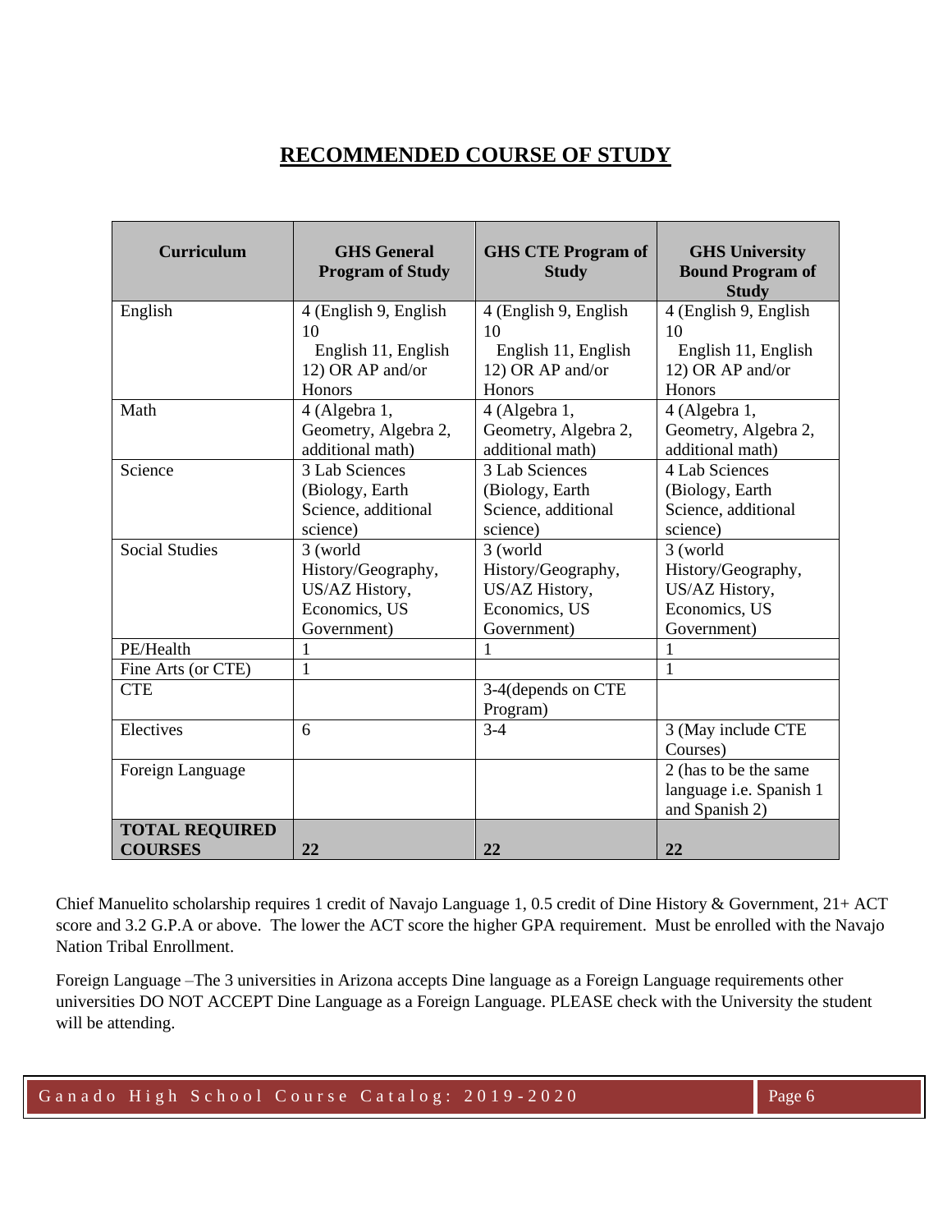# RECOMMENDED COURSE OF STUDY

| Curriculum | GHS General Program of Study | GHS CTE Program of Study | GHS University Bound Program of Study |
|---|---|---|---|
| English | 4 (English 9, English 10 English 11, English 12) OR AP and/or Honors | 4 (English 9, English 10 English 11, English 12) OR AP and/or Honors | 4 (English 9, English 10 English 11, English 12) OR AP and/or Honors |
| Math | 4 (Algebra 1, Geometry, Algebra 2, additional math) | 4 (Algebra 1, Geometry, Algebra 2, additional math) | 4 (Algebra 1, Geometry, Algebra 2, additional math) |
| Science | 3 Lab Sciences (Biology, Earth Science, additional science) | 3 Lab Sciences (Biology, Earth Science, additional science) | 4 Lab Sciences (Biology, Earth Science, additional science) |
| Social Studies | 3 (world History/Geography, US/AZ History, Economics, US Government) | 3 (world History/Geography, US/AZ History, Economics, US Government) | 3 (world History/Geography, US/AZ History, Economics, US Government) |
| PE/Health | 1 | 1 | 1 |
| Fine Arts (or CTE) | 1 | | 1 |
| CTE | | 3-4(depends on CTE Program) | |
| Electives | 6 | 3-4 | 3 (May include CTE Courses) |
| Foreign Language | | | 2 (has to be the same language i.e. Spanish 1 and Spanish 2) |
| **TOTAL REQUIRED COURSES** | **22** | **22** | **22** |

Chief Manuelito scholarship requires 1 credit of Navajo Language 1, 0.5 credit of Dine History & Government, 21+ ACT score and 3.2 G.P.A or above. The lower the ACT score the higher GPA requirement. Must be enrolled with the Navajo Nation Tribal Enrollment.

Foreign Language –The 3 universities in Arizona accepts Dine language as a Foreign Language requirements other universities DO NOT ACCEPT Dine Language as a Foreign Language. PLEASE check with the University the student will be attending.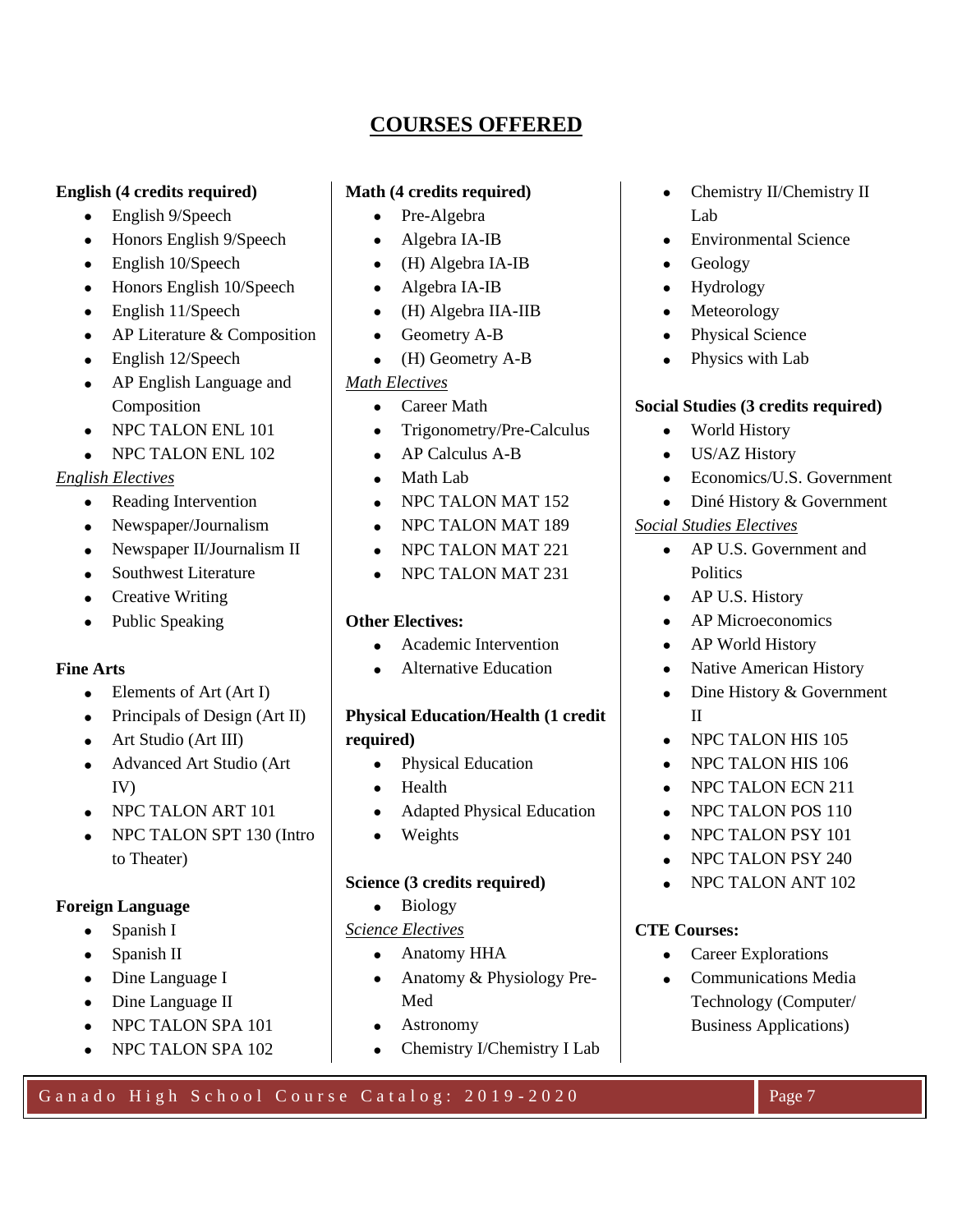# COURSES OFFERED

**English (4 credits required)**

- English 9/Speech
- Honors English 9/Speech
- English 10/Speech
- Honors English 10/Speech
- English 11/Speech
- AP Literature & Composition
- English 12/Speech
- AP English Language and Composition
- NPC TALON ENL 101
- NPC TALON ENL 102

*English Electives*

- Reading Intervention
- Newspaper/Journalism
- Newspaper II/Journalism II
- Southwest Literature
- Creative Writing
- Public Speaking

**Fine Arts**

- Elements of Art (Art I)
- Principals of Design (Art II)
- Art Studio (Art III)
- Advanced Art Studio (Art IV)
- NPC TALON ART 101
- NPC TALON SPT 130 (Intro to Theater)

**Foreign Language**

- Spanish I
- Spanish II
- Dine Language I
- Dine Language II
- NPC TALON SPA 101
- NPC TALON SPA 102

**Math (4 credits required)**

- Pre-Algebra
- Algebra IA-IB
- (H) Algebra IA-IB
- Algebra IA-IB
- (H) Algebra IIA-IIB
- Geometry A-B
- (H) Geometry A-B

*Math Electives*

- Career Math
- Trigonometry/Pre-Calculus
- AP Calculus A-B
- Math Lab
- NPC TALON MAT 152
- NPC TALON MAT 189
- NPC TALON MAT 221
- NPC TALON MAT 231

**Other Electives:**

- Academic Intervention
- Alternative Education

**Physical Education/Health (1 credit required)**

- Physical Education
- Health
- Adapted Physical Education
- Weights

**Science (3 credits required)**

- Biology

*Science Electives*

- Anatomy HHA
- Anatomy & Physiology Pre-Med
- Astronomy
- Chemistry I/Chemistry I Lab
- Chemistry II/Chemistry II Lab
- Environmental Science
- Geology
- Hydrology
- Meteorology
- Physical Science
- Physics with Lab

**Social Studies (3 credits required)**

- World History
- US/AZ History
- Economics/U.S. Government
- Diné History & Government

*Social Studies Electives*

- AP U.S. Government and Politics
- AP U.S. History
- AP Microeconomics
- AP World History
- Native American History
- Dine History & Government II
- NPC TALON HIS 105
- NPC TALON HIS 106
- NPC TALON ECN 211
- NPC TALON POS 110
- NPC TALON PSY 101
- NPC TALON PSY 240
- NPC TALON ANT 102

**CTE Courses:**

- Career Explorations
- Communications Media Technology (Computer/ Business Applications)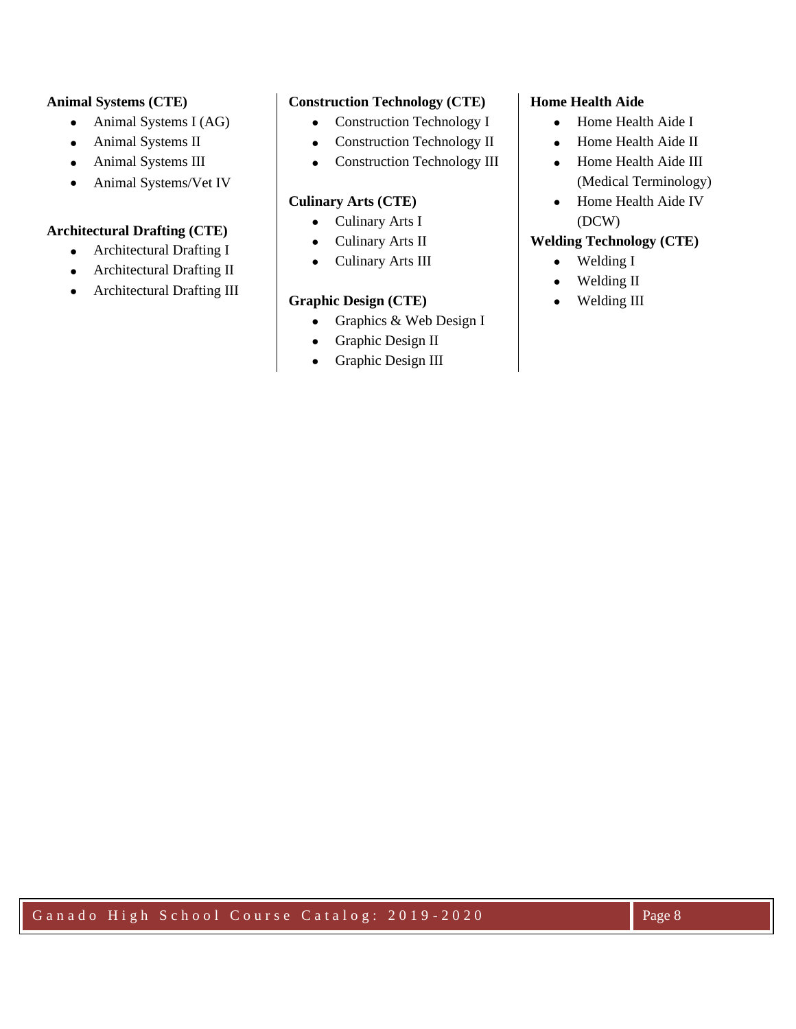**Animal Systems (CTE)**

- Animal Systems I (AG)
- Animal Systems II
- Animal Systems III
- Animal Systems/Vet IV

**Architectural Drafting (CTE)**

- Architectural Drafting I
- Architectural Drafting II
- Architectural Drafting III

**Construction Technology (CTE)**

- Construction Technology I
- Construction Technology II
- Construction Technology III

**Culinary Arts (CTE)**

- Culinary Arts I
- Culinary Arts II
- Culinary Arts III

**Graphic Design (CTE)**

- Graphics & Web Design I
- Graphic Design II
- Graphic Design III

**Home Health Aide**

- Home Health Aide I
- Home Health Aide II
- Home Health Aide III (Medical Terminology)
- Home Health Aide IV (DCW)

**Welding Technology (CTE)**

- Welding I
- Welding II
- Welding III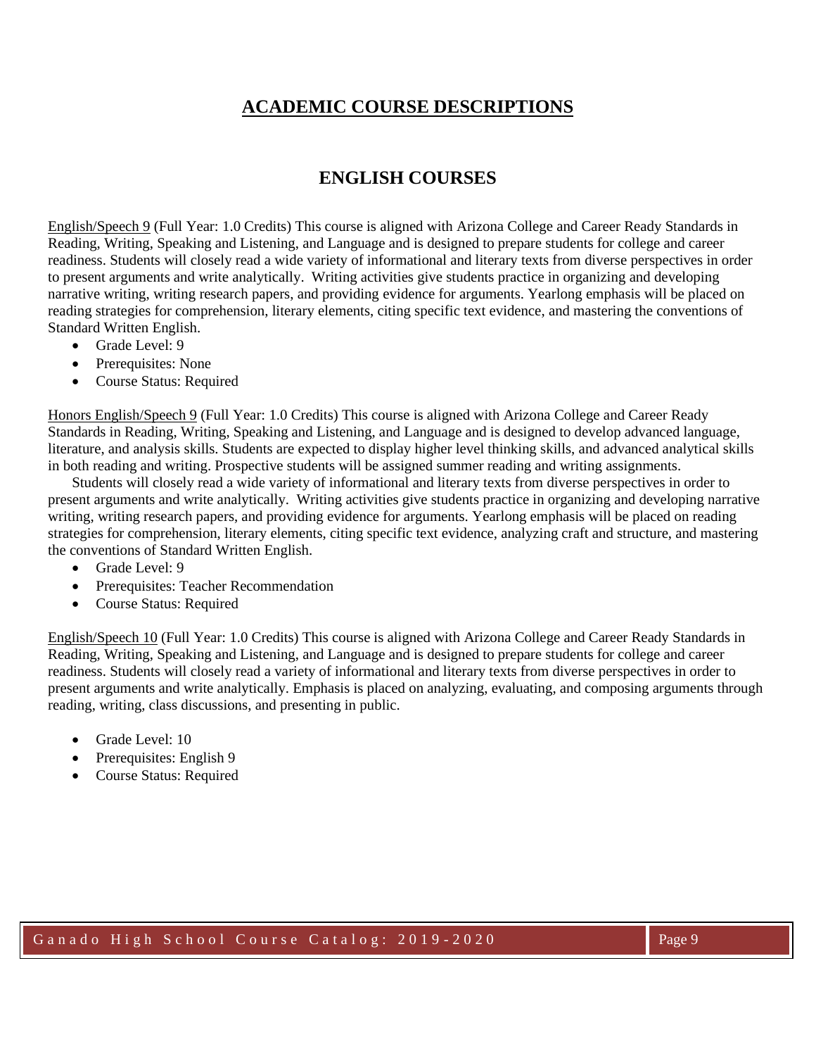# ACADEMIC COURSE DESCRIPTIONS

## ENGLISH COURSES

English/Speech 9 (Full Year: 1.0 Credits) This course is aligned with Arizona College and Career Ready Standards in Reading, Writing, Speaking and Listening, and Language and is designed to prepare students for college and career readiness. Students will closely read a wide variety of informational and literary texts from diverse perspectives in order to present arguments and write analytically. Writing activities give students practice in organizing and developing narrative writing, writing research papers, and providing evidence for arguments. Yearlong emphasis will be placed on reading strategies for comprehension, literary elements, citing specific text evidence, and mastering the conventions of Standard Written English.

- Grade Level: 9
- Prerequisites: None
- Course Status: Required

Honors English/Speech 9 (Full Year: 1.0 Credits) This course is aligned with Arizona College and Career Ready Standards in Reading, Writing, Speaking and Listening, and Language and is designed to develop advanced language, literature, and analysis skills. Students are expected to display higher level thinking skills, and advanced analytical skills in both reading and writing. Prospective students will be assigned summer reading and writing assignments.

Students will closely read a wide variety of informational and literary texts from diverse perspectives in order to present arguments and write analytically. Writing activities give students practice in organizing and developing narrative writing, writing research papers, and providing evidence for arguments. Yearlong emphasis will be placed on reading strategies for comprehension, literary elements, citing specific text evidence, analyzing craft and structure, and mastering the conventions of Standard Written English.

- Grade Level: 9
- Prerequisites: Teacher Recommendation
- Course Status: Required

English/Speech 10 (Full Year: 1.0 Credits) This course is aligned with Arizona College and Career Ready Standards in Reading, Writing, Speaking and Listening, and Language and is designed to prepare students for college and career readiness. Students will closely read a variety of informational and literary texts from diverse perspectives in order to present arguments and write analytically. Emphasis is placed on analyzing, evaluating, and composing arguments through reading, writing, class discussions, and presenting in public.

- Grade Level: 10
- Prerequisites: English 9
- Course Status: Required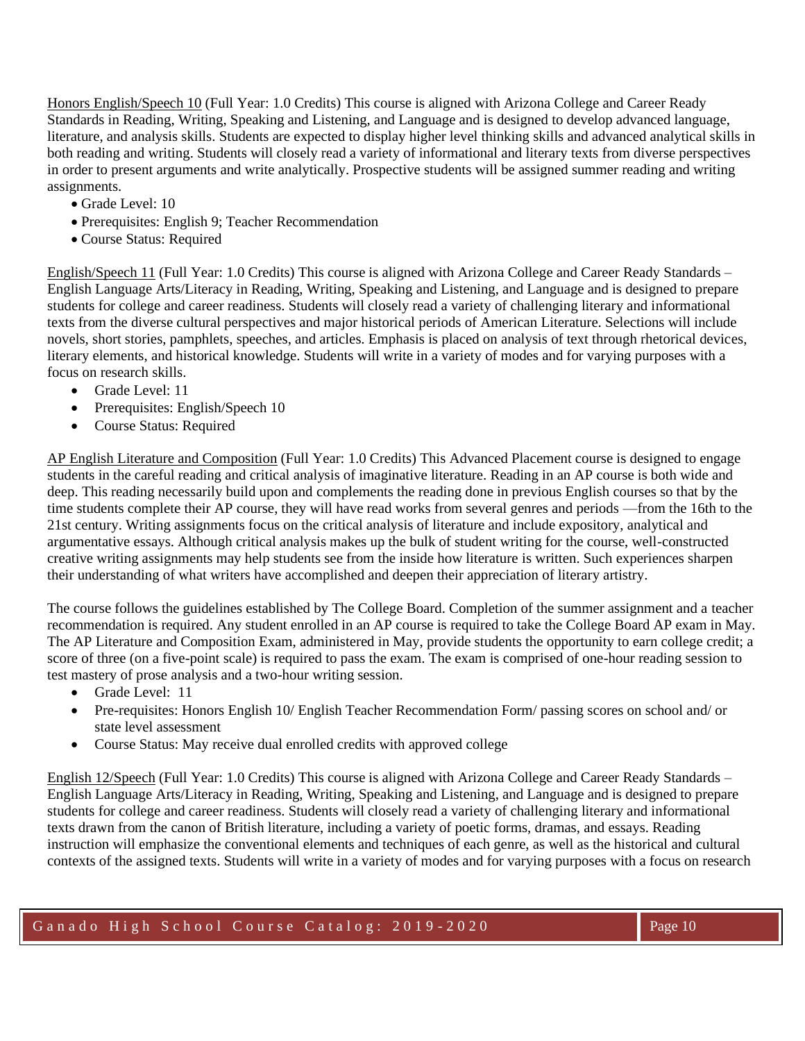<u>Honors English/Speech 10</u> (Full Year: 1.0 Credits) This course is aligned with Arizona College and Career Ready Standards in Reading, Writing, Speaking and Listening, and Language and is designed to develop advanced language, literature, and analysis skills. Students are expected to display higher level thinking skills and advanced analytical skills in both reading and writing. Students will closely read a variety of informational and literary texts from diverse perspectives in order to present arguments and write analytically. Prospective students will be assigned summer reading and writing assignments.

- Grade Level: 10
- Prerequisites: English 9; Teacher Recommendation
- Course Status: Required

<u>English/Speech 11</u> (Full Year: 1.0 Credits) This course is aligned with Arizona College and Career Ready Standards – English Language Arts/Literacy in Reading, Writing, Speaking and Listening, and Language and is designed to prepare students for college and career readiness. Students will closely read a variety of challenging literary and informational texts from the diverse cultural perspectives and major historical periods of American Literature. Selections will include novels, short stories, pamphlets, speeches, and articles. Emphasis is placed on analysis of text through rhetorical devices, literary elements, and historical knowledge. Students will write in a variety of modes and for varying purposes with a focus on research skills.

- Grade Level: 11
- Prerequisites: English/Speech 10
- Course Status: Required

<u>AP English Literature and Composition</u> (Full Year: 1.0 Credits) This Advanced Placement course is designed to engage students in the careful reading and critical analysis of imaginative literature. Reading in an AP course is both wide and deep. This reading necessarily build upon and complements the reading done in previous English courses so that by the time students complete their AP course, they will have read works from several genres and periods —from the 16th to the 21st century. Writing assignments focus on the critical analysis of literature and include expository, analytical and argumentative essays. Although critical analysis makes up the bulk of student writing for the course, well-constructed creative writing assignments may help students see from the inside how literature is written. Such experiences sharpen their understanding of what writers have accomplished and deepen their appreciation of literary artistry.

The course follows the guidelines established by The College Board. Completion of the summer assignment and a teacher recommendation is required. Any student enrolled in an AP course is required to take the College Board AP exam in May. The AP Literature and Composition Exam, administered in May, provide students the opportunity to earn college credit; a score of three (on a five-point scale) is required to pass the exam. The exam is comprised of one-hour reading session to test mastery of prose analysis and a two-hour writing session.

- Grade Level: 11
- Pre-requisites: Honors English 10/ English Teacher Recommendation Form/ passing scores on school and/ or state level assessment
- Course Status: May receive dual enrolled credits with approved college

<u>English 12/Speech</u> (Full Year: 1.0 Credits) This course is aligned with Arizona College and Career Ready Standards – English Language Arts/Literacy in Reading, Writing, Speaking and Listening, and Language and is designed to prepare students for college and career readiness. Students will closely read a variety of challenging literary and informational texts drawn from the canon of British literature, including a variety of poetic forms, dramas, and essays. Reading instruction will emphasize the conventional elements and techniques of each genre, as well as the historical and cultural contexts of the assigned texts. Students will write in a variety of modes and for varying purposes with a focus on research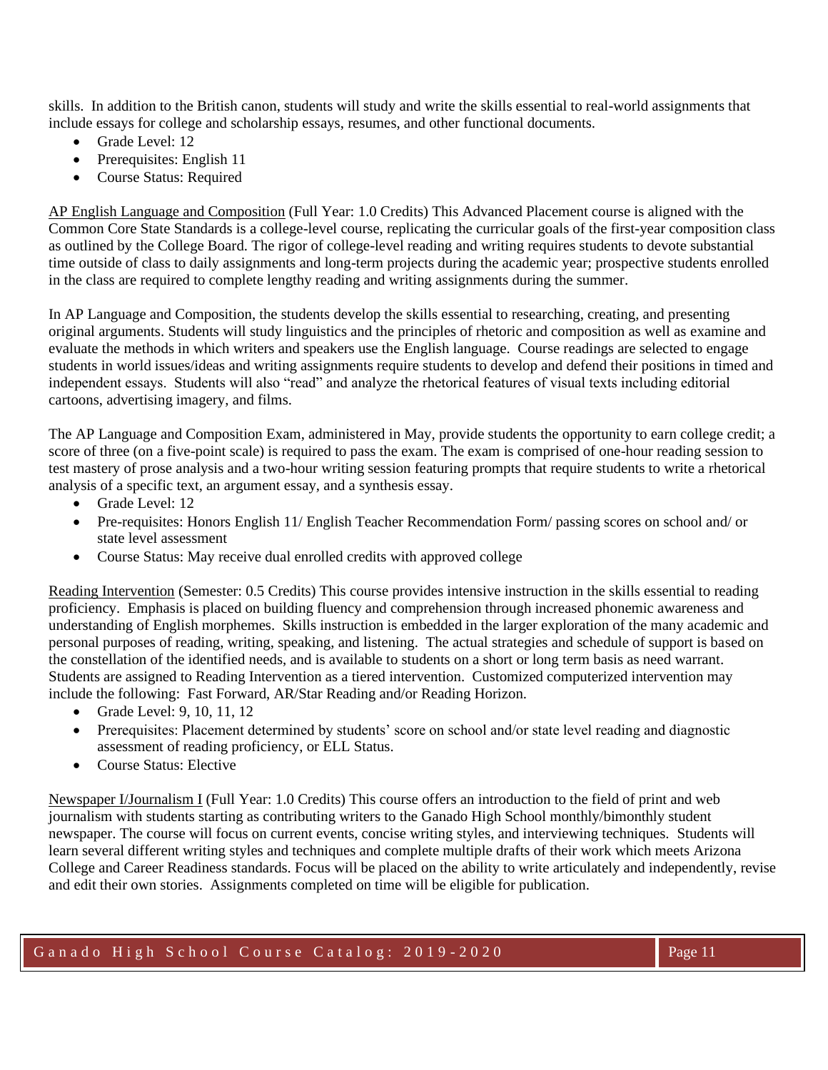skills. In addition to the British canon, students will study and write the skills essential to real-world assignments that include essays for college and scholarship essays, resumes, and other functional documents.

- Grade Level: 12
- Prerequisites: English 11
- Course Status: Required

<u>AP English Language and Composition</u> (Full Year: 1.0 Credits) This Advanced Placement course is aligned with the Common Core State Standards is a college-level course, replicating the curricular goals of the first-year composition class as outlined by the College Board. The rigor of college-level reading and writing requires students to devote substantial time outside of class to daily assignments and long-term projects during the academic year; prospective students enrolled in the class are required to complete lengthy reading and writing assignments during the summer.

In AP Language and Composition, the students develop the skills essential to researching, creating, and presenting original arguments. Students will study linguistics and the principles of rhetoric and composition as well as examine and evaluate the methods in which writers and speakers use the English language. Course readings are selected to engage students in world issues/ideas and writing assignments require students to develop and defend their positions in timed and independent essays. Students will also "read" and analyze the rhetorical features of visual texts including editorial cartoons, advertising imagery, and films.

The AP Language and Composition Exam, administered in May, provide students the opportunity to earn college credit; a score of three (on a five-point scale) is required to pass the exam. The exam is comprised of one-hour reading session to test mastery of prose analysis and a two-hour writing session featuring prompts that require students to write a rhetorical analysis of a specific text, an argument essay, and a synthesis essay.

- Grade Level: 12
- Pre-requisites: Honors English 11/ English Teacher Recommendation Form/ passing scores on school and/ or state level assessment
- Course Status: May receive dual enrolled credits with approved college

<u>Reading Intervention</u> (Semester: 0.5 Credits) This course provides intensive instruction in the skills essential to reading proficiency. Emphasis is placed on building fluency and comprehension through increased phonemic awareness and understanding of English morphemes. Skills instruction is embedded in the larger exploration of the many academic and personal purposes of reading, writing, speaking, and listening. The actual strategies and schedule of support is based on the constellation of the identified needs, and is available to students on a short or long term basis as need warrant. Students are assigned to Reading Intervention as a tiered intervention. Customized computerized intervention may include the following: Fast Forward, AR/Star Reading and/or Reading Horizon.

- Grade Level: 9, 10, 11, 12
- Prerequisites: Placement determined by students' score on school and/or state level reading and diagnostic assessment of reading proficiency, or ELL Status.
- Course Status: Elective

<u>Newspaper I/Journalism I</u> (Full Year: 1.0 Credits) This course offers an introduction to the field of print and web journalism with students starting as contributing writers to the Ganado High School monthly/bimonthly student newspaper. The course will focus on current events, concise writing styles, and interviewing techniques. Students will learn several different writing styles and techniques and complete multiple drafts of their work which meets Arizona College and Career Readiness standards. Focus will be placed on the ability to write articulately and independently, revise and edit their own stories. Assignments completed on time will be eligible for publication.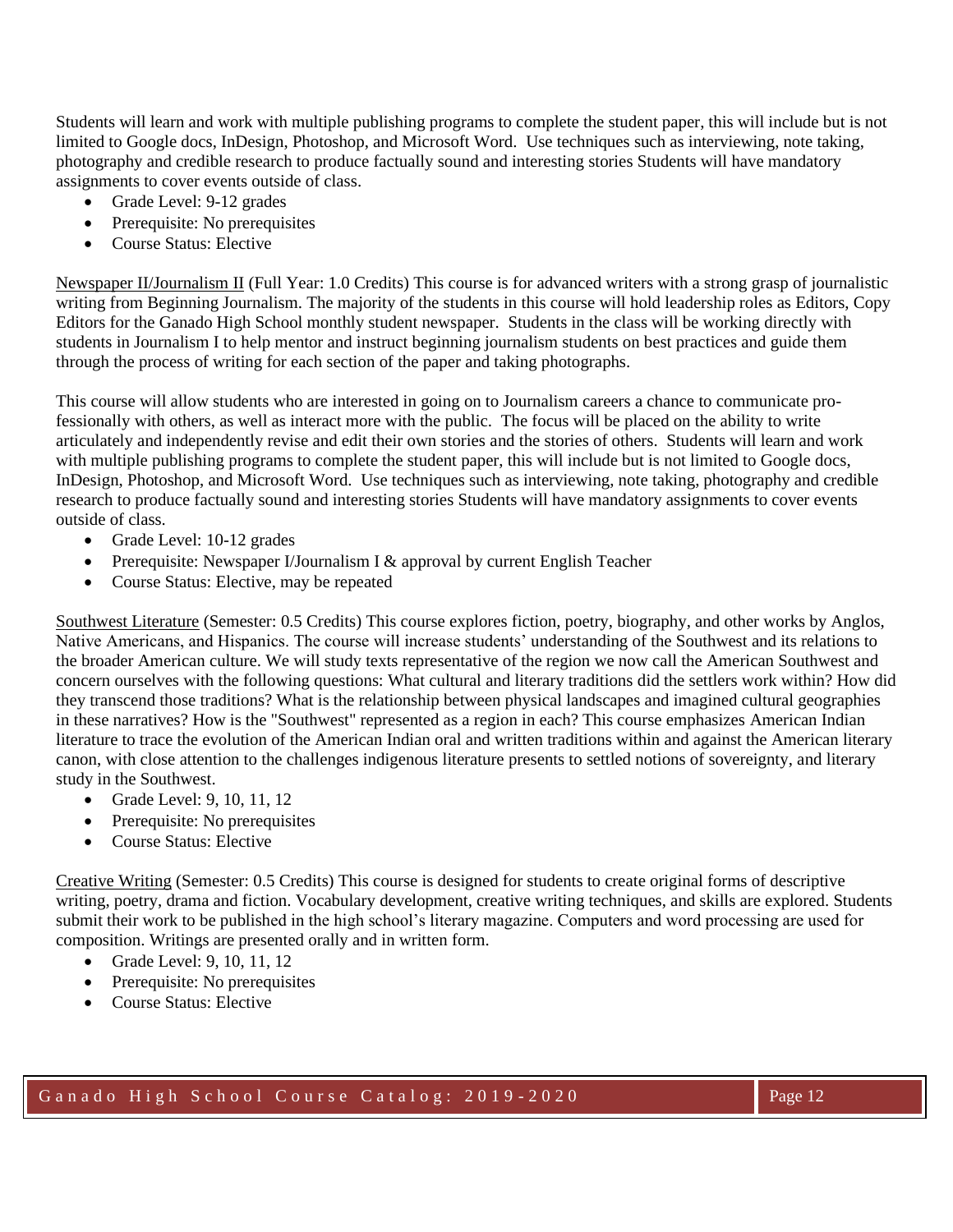Students will learn and work with multiple publishing programs to complete the student paper, this will include but is not limited to Google docs, InDesign, Photoshop, and Microsoft Word. Use techniques such as interviewing, note taking, photography and credible research to produce factually sound and interesting stories Students will have mandatory assignments to cover events outside of class.

- Grade Level: 9-12 grades
- Prerequisite: No prerequisites
- Course Status: Elective

Newspaper II/Journalism II (Full Year: 1.0 Credits) This course is for advanced writers with a strong grasp of journalistic writing from Beginning Journalism. The majority of the students in this course will hold leadership roles as Editors, Copy Editors for the Ganado High School monthly student newspaper. Students in the class will be working directly with students in Journalism I to help mentor and instruct beginning journalism students on best practices and guide them through the process of writing for each section of the paper and taking photographs.

This course will allow students who are interested in going on to Journalism careers a chance to communicate professionally with others, as well as interact more with the public. The focus will be placed on the ability to write articulately and independently revise and edit their own stories and the stories of others. Students will learn and work with multiple publishing programs to complete the student paper, this will include but is not limited to Google docs, InDesign, Photoshop, and Microsoft Word. Use techniques such as interviewing, note taking, photography and credible research to produce factually sound and interesting stories Students will have mandatory assignments to cover events outside of class.

- Grade Level: 10-12 grades
- Prerequisite: Newspaper I/Journalism I & approval by current English Teacher
- Course Status: Elective, may be repeated

Southwest Literature (Semester: 0.5 Credits) This course explores fiction, poetry, biography, and other works by Anglos, Native Americans, and Hispanics. The course will increase students' understanding of the Southwest and its relations to the broader American culture. We will study texts representative of the region we now call the American Southwest and concern ourselves with the following questions: What cultural and literary traditions did the settlers work within? How did they transcend those traditions? What is the relationship between physical landscapes and imagined cultural geographies in these narratives? How is the "Southwest" represented as a region in each? This course emphasizes American Indian literature to trace the evolution of the American Indian oral and written traditions within and against the American literary canon, with close attention to the challenges indigenous literature presents to settled notions of sovereignty, and literary study in the Southwest.

- Grade Level: 9, 10, 11, 12
- Prerequisite: No prerequisites
- Course Status: Elective

Creative Writing (Semester: 0.5 Credits) This course is designed for students to create original forms of descriptive writing, poetry, drama and fiction. Vocabulary development, creative writing techniques, and skills are explored. Students submit their work to be published in the high school's literary magazine. Computers and word processing are used for composition. Writings are presented orally and in written form.

- Grade Level: 9, 10, 11, 12
- Prerequisite: No prerequisites
- Course Status: Elective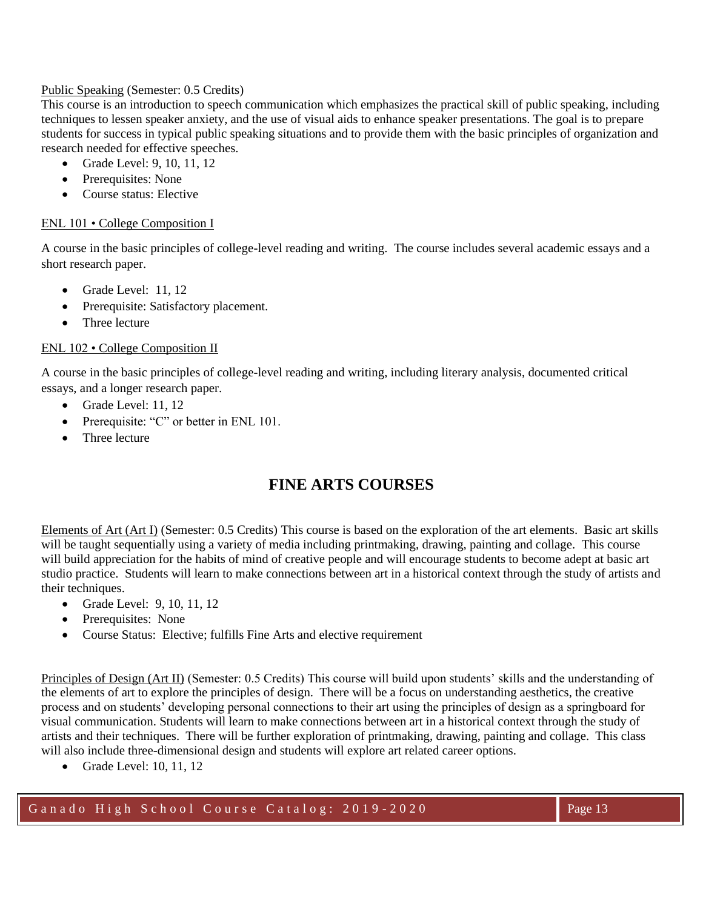Public Speaking (Semester: 0.5 Credits)
This course is an introduction to speech communication which emphasizes the practical skill of public speaking, including techniques to lessen speaker anxiety, and the use of visual aids to enhance speaker presentations. The goal is to prepare students for success in typical public speaking situations and to provide them with the basic principles of organization and research needed for effective speeches.

- Grade Level: 9, 10, 11, 12
- Prerequisites: None
- Course status: Elective

ENL 101 • College Composition I

A course in the basic principles of college-level reading and writing. The course includes several academic essays and a short research paper.

- Grade Level: 11, 12
- Prerequisite: Satisfactory placement.
- Three lecture

ENL 102 • College Composition II

A course in the basic principles of college-level reading and writing, including literary analysis, documented critical essays, and a longer research paper.

- Grade Level: 11, 12
- Prerequisite: "C" or better in ENL 101.
- Three lecture

## FINE ARTS COURSES

Elements of Art (Art I) (Semester: 0.5 Credits) This course is based on the exploration of the art elements. Basic art skills will be taught sequentially using a variety of media including printmaking, drawing, painting and collage. This course will build appreciation for the habits of mind of creative people and will encourage students to become adept at basic art studio practice. Students will learn to make connections between art in a historical context through the study of artists and their techniques.

- Grade Level: 9, 10, 11, 12
- Prerequisites: None
- Course Status: Elective; fulfills Fine Arts and elective requirement

Principles of Design (Art II) (Semester: 0.5 Credits) This course will build upon students' skills and the understanding of the elements of art to explore the principles of design. There will be a focus on understanding aesthetics, the creative process and on students' developing personal connections to their art using the principles of design as a springboard for visual communication. Students will learn to make connections between art in a historical context through the study of artists and their techniques. There will be further exploration of printmaking, drawing, painting and collage. This class will also include three-dimensional design and students will explore art related career options.

- Grade Level: 10, 11, 12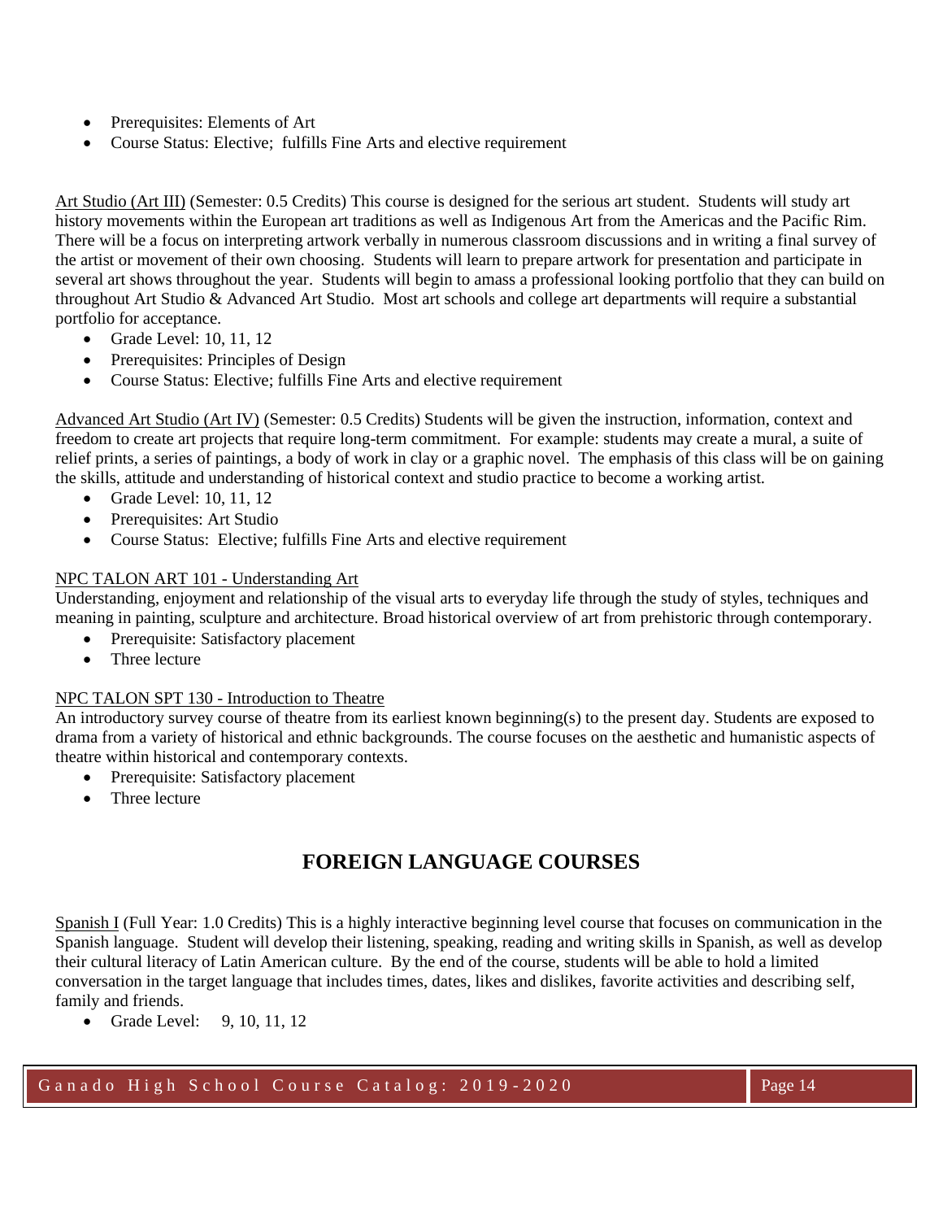- Prerequisites: Elements of Art
- Course Status: Elective; fulfills Fine Arts and elective requirement

Art Studio (Art III) (Semester: 0.5 Credits) This course is designed for the serious art student. Students will study art history movements within the European art traditions as well as Indigenous Art from the Americas and the Pacific Rim. There will be a focus on interpreting artwork verbally in numerous classroom discussions and in writing a final survey of the artist or movement of their own choosing. Students will learn to prepare artwork for presentation and participate in several art shows throughout the year. Students will begin to amass a professional looking portfolio that they can build on throughout Art Studio & Advanced Art Studio. Most art schools and college art departments will require a substantial portfolio for acceptance.

- Grade Level: 10, 11, 12
- Prerequisites: Principles of Design
- Course Status: Elective; fulfills Fine Arts and elective requirement

Advanced Art Studio (Art IV) (Semester: 0.5 Credits) Students will be given the instruction, information, context and freedom to create art projects that require long-term commitment. For example: students may create a mural, a suite of relief prints, a series of paintings, a body of work in clay or a graphic novel. The emphasis of this class will be on gaining the skills, attitude and understanding of historical context and studio practice to become a working artist.

- Grade Level: 10, 11, 12
- Prerequisites: Art Studio
- Course Status: Elective; fulfills Fine Arts and elective requirement

NPC TALON ART 101 - Understanding Art

Understanding, enjoyment and relationship of the visual arts to everyday life through the study of styles, techniques and meaning in painting, sculpture and architecture. Broad historical overview of art from prehistoric through contemporary.

- Prerequisite: Satisfactory placement
- Three lecture

NPC TALON SPT 130 - Introduction to Theatre

An introductory survey course of theatre from its earliest known beginning(s) to the present day. Students are exposed to drama from a variety of historical and ethnic backgrounds. The course focuses on the aesthetic and humanistic aspects of theatre within historical and contemporary contexts.

- Prerequisite: Satisfactory placement
- Three lecture

## FOREIGN LANGUAGE COURSES

Spanish I (Full Year: 1.0 Credits) This is a highly interactive beginning level course that focuses on communication in the Spanish language. Student will develop their listening, speaking, reading and writing skills in Spanish, as well as develop their cultural literacy of Latin American culture. By the end of the course, students will be able to hold a limited conversation in the target language that includes times, dates, likes and dislikes, favorite activities and describing self, family and friends.

- Grade Level: 9, 10, 11, 12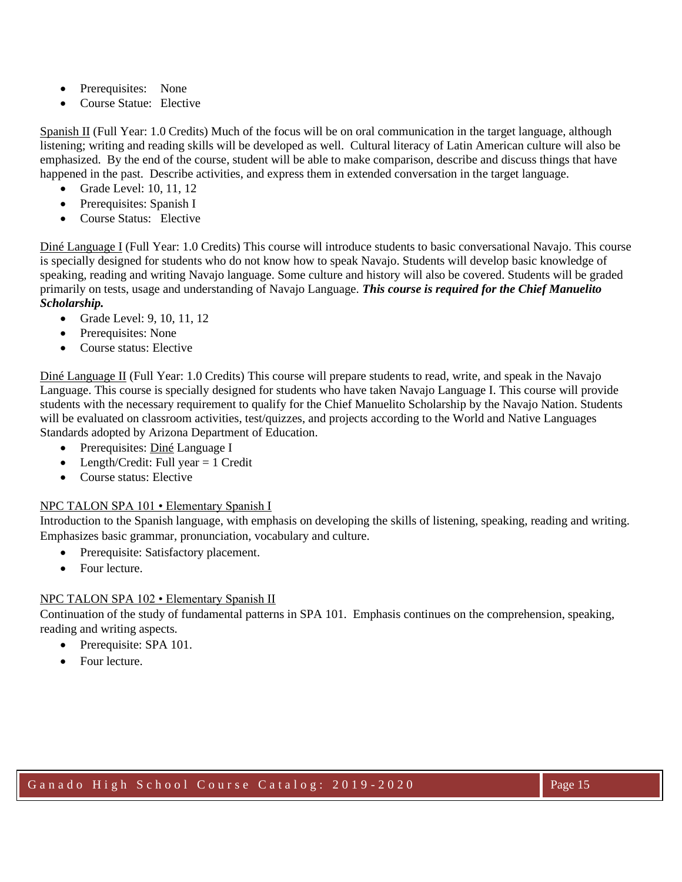- Prerequisites: None
- Course Statue: Elective

Spanish II (Full Year: 1.0 Credits) Much of the focus will be on oral communication in the target language, although listening; writing and reading skills will be developed as well. Cultural literacy of Latin American culture will also be emphasized. By the end of the course, student will be able to make comparison, describe and discuss things that have happened in the past. Describe activities, and express them in extended conversation in the target language.

- Grade Level: 10, 11, 12
- Prerequisites: Spanish I
- Course Status: Elective

Diné Language I (Full Year: 1.0 Credits) This course will introduce students to basic conversational Navajo. This course is specially designed for students who do not know how to speak Navajo. Students will develop basic knowledge of speaking, reading and writing Navajo language. Some culture and history will also be covered. Students will be graded primarily on tests, usage and understanding of Navajo Language. ***This course is required for the Chief Manuelito Scholarship.***

- Grade Level: 9, 10, 11, 12
- Prerequisites: None
- Course status: Elective

Diné Language II (Full Year: 1.0 Credits) This course will prepare students to read, write, and speak in the Navajo Language. This course is specially designed for students who have taken Navajo Language I. This course will provide students with the necessary requirement to qualify for the Chief Manuelito Scholarship by the Navajo Nation. Students will be evaluated on classroom activities, test/quizzes, and projects according to the World and Native Languages Standards adopted by Arizona Department of Education.

- Prerequisites: Diné Language I
- Length/Credit: Full year = 1 Credit
- Course status: Elective

NPC TALON SPA 101 • Elementary Spanish I

Introduction to the Spanish language, with emphasis on developing the skills of listening, speaking, reading and writing. Emphasizes basic grammar, pronunciation, vocabulary and culture.

- Prerequisite: Satisfactory placement.
- Four lecture.

NPC TALON SPA 102 • Elementary Spanish II

Continuation of the study of fundamental patterns in SPA 101. Emphasis continues on the comprehension, speaking, reading and writing aspects.

- Prerequisite: SPA 101.
- Four lecture.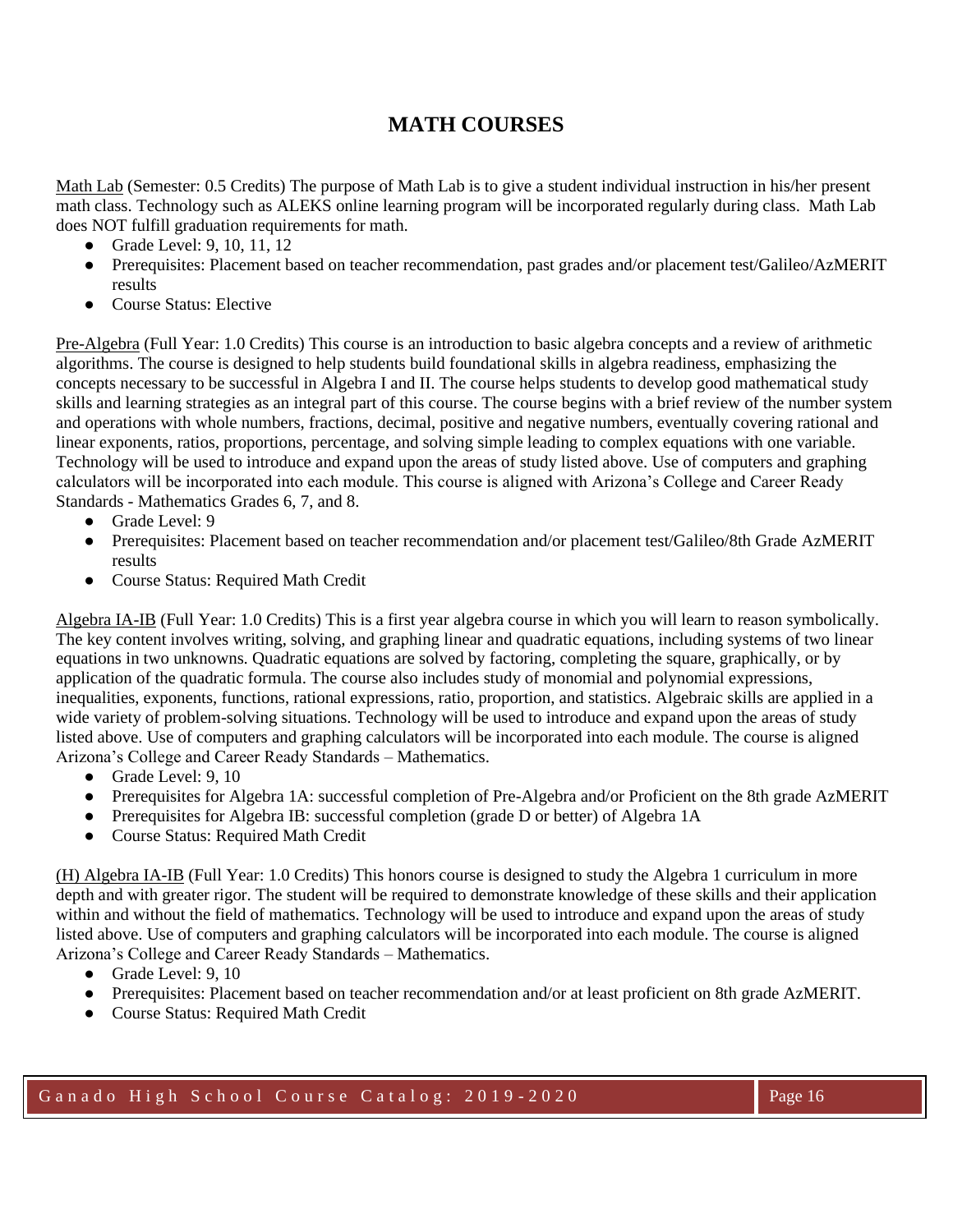# MATH COURSES

<u>Math Lab</u> (Semester: 0.5 Credits) The purpose of Math Lab is to give a student individual instruction in his/her present math class. Technology such as ALEKS online learning program will be incorporated regularly during class. Math Lab does NOT fulfill graduation requirements for math.

- Grade Level: 9, 10, 11, 12
- Prerequisites: Placement based on teacher recommendation, past grades and/or placement test/Galileo/AzMERIT results
- Course Status: Elective

<u>Pre-Algebra</u> (Full Year: 1.0 Credits) This course is an introduction to basic algebra concepts and a review of arithmetic algorithms. The course is designed to help students build foundational skills in algebra readiness, emphasizing the concepts necessary to be successful in Algebra I and II. The course helps students to develop good mathematical study skills and learning strategies as an integral part of this course. The course begins with a brief review of the number system and operations with whole numbers, fractions, decimal, positive and negative numbers, eventually covering rational and linear exponents, ratios, proportions, percentage, and solving simple leading to complex equations with one variable. Technology will be used to introduce and expand upon the areas of study listed above. Use of computers and graphing calculators will be incorporated into each module. This course is aligned with Arizona's College and Career Ready Standards - Mathematics Grades 6, 7, and 8.

- Grade Level: 9
- Prerequisites: Placement based on teacher recommendation and/or placement test/Galileo/8th Grade AzMERIT results
- Course Status: Required Math Credit

<u>Algebra IA-IB</u> (Full Year: 1.0 Credits) This is a first year algebra course in which you will learn to reason symbolically. The key content involves writing, solving, and graphing linear and quadratic equations, including systems of two linear equations in two unknowns. Quadratic equations are solved by factoring, completing the square, graphically, or by application of the quadratic formula. The course also includes study of monomial and polynomial expressions, inequalities, exponents, functions, rational expressions, ratio, proportion, and statistics. Algebraic skills are applied in a wide variety of problem-solving situations. Technology will be used to introduce and expand upon the areas of study listed above. Use of computers and graphing calculators will be incorporated into each module. The course is aligned Arizona's College and Career Ready Standards – Mathematics.

- Grade Level: 9, 10
- Prerequisites for Algebra 1A: successful completion of Pre-Algebra and/or Proficient on the 8th grade AzMERIT
- Prerequisites for Algebra IB: successful completion (grade D or better) of Algebra 1A
- Course Status: Required Math Credit

<u>(H) Algebra IA-IB</u> (Full Year: 1.0 Credits) This honors course is designed to study the Algebra 1 curriculum in more depth and with greater rigor. The student will be required to demonstrate knowledge of these skills and their application within and without the field of mathematics. Technology will be used to introduce and expand upon the areas of study listed above. Use of computers and graphing calculators will be incorporated into each module. The course is aligned Arizona's College and Career Ready Standards – Mathematics.

- Grade Level: 9, 10
- Prerequisites: Placement based on teacher recommendation and/or at least proficient on 8th grade AzMERIT.
- Course Status: Required Math Credit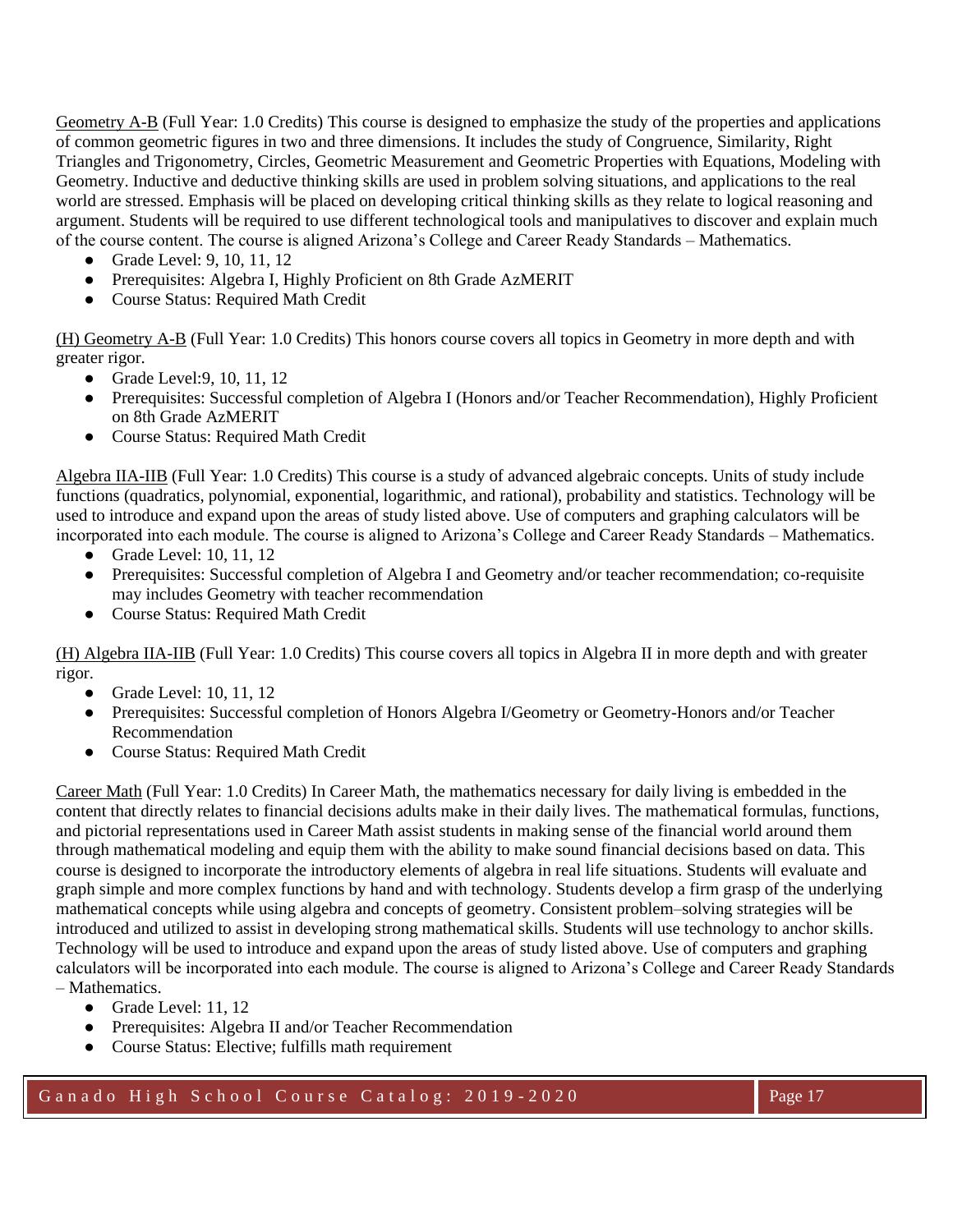Geometry A-B (Full Year: 1.0 Credits) This course is designed to emphasize the study of the properties and applications of common geometric figures in two and three dimensions. It includes the study of Congruence, Similarity, Right Triangles and Trigonometry, Circles, Geometric Measurement and Geometric Properties with Equations, Modeling with Geometry. Inductive and deductive thinking skills are used in problem solving situations, and applications to the real world are stressed. Emphasis will be placed on developing critical thinking skills as they relate to logical reasoning and argument. Students will be required to use different technological tools and manipulatives to discover and explain much of the course content. The course is aligned Arizona's College and Career Ready Standards – Mathematics.

- Grade Level: 9, 10, 11, 12
- Prerequisites: Algebra I, Highly Proficient on 8th Grade AzMERIT
- Course Status: Required Math Credit

(H) Geometry A-B (Full Year: 1.0 Credits) This honors course covers all topics in Geometry in more depth and with greater rigor.

- Grade Level:9, 10, 11, 12
- Prerequisites: Successful completion of Algebra I (Honors and/or Teacher Recommendation), Highly Proficient on 8th Grade AzMERIT
- Course Status: Required Math Credit

Algebra IIA-IIB (Full Year: 1.0 Credits) This course is a study of advanced algebraic concepts. Units of study include functions (quadratics, polynomial, exponential, logarithmic, and rational), probability and statistics. Technology will be used to introduce and expand upon the areas of study listed above. Use of computers and graphing calculators will be incorporated into each module. The course is aligned to Arizona's College and Career Ready Standards – Mathematics.

- Grade Level: 10, 11, 12
- Prerequisites: Successful completion of Algebra I and Geometry and/or teacher recommendation; co-requisite may includes Geometry with teacher recommendation
- Course Status: Required Math Credit

(H) Algebra IIA-IIB (Full Year: 1.0 Credits) This course covers all topics in Algebra II in more depth and with greater rigor.

- Grade Level: 10, 11, 12
- Prerequisites: Successful completion of Honors Algebra I/Geometry or Geometry-Honors and/or Teacher Recommendation
- Course Status: Required Math Credit

Career Math (Full Year: 1.0 Credits) In Career Math, the mathematics necessary for daily living is embedded in the content that directly relates to financial decisions adults make in their daily lives. The mathematical formulas, functions, and pictorial representations used in Career Math assist students in making sense of the financial world around them through mathematical modeling and equip them with the ability to make sound financial decisions based on data. This course is designed to incorporate the introductory elements of algebra in real life situations. Students will evaluate and graph simple and more complex functions by hand and with technology. Students develop a firm grasp of the underlying mathematical concepts while using algebra and concepts of geometry. Consistent problem–solving strategies will be introduced and utilized to assist in developing strong mathematical skills. Students will use technology to anchor skills. Technology will be used to introduce and expand upon the areas of study listed above. Use of computers and graphing calculators will be incorporated into each module. The course is aligned to Arizona's College and Career Ready Standards – Mathematics.

- Grade Level: 11, 12
- Prerequisites: Algebra II and/or Teacher Recommendation
- Course Status: Elective; fulfills math requirement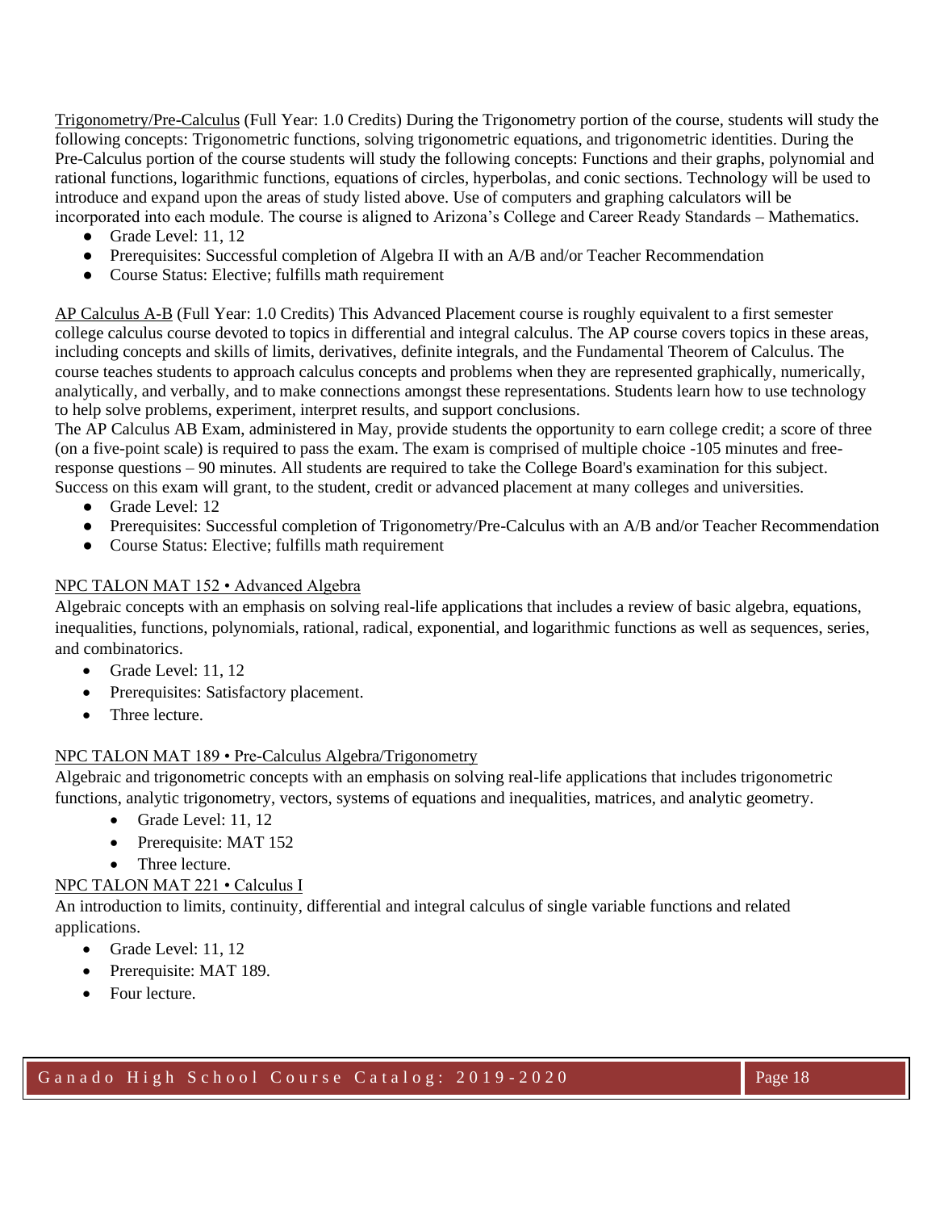Trigonometry/Pre-Calculus (Full Year: 1.0 Credits) During the Trigonometry portion of the course, students will study the following concepts: Trigonometric functions, solving trigonometric equations, and trigonometric identities. During the Pre-Calculus portion of the course students will study the following concepts: Functions and their graphs, polynomial and rational functions, logarithmic functions, equations of circles, hyperbolas, and conic sections. Technology will be used to introduce and expand upon the areas of study listed above. Use of computers and graphing calculators will be incorporated into each module. The course is aligned to Arizona's College and Career Ready Standards – Mathematics.

- Grade Level: 11, 12
- Prerequisites: Successful completion of Algebra II with an A/B and/or Teacher Recommendation
- Course Status: Elective; fulfills math requirement

AP Calculus A-B (Full Year: 1.0 Credits) This Advanced Placement course is roughly equivalent to a first semester college calculus course devoted to topics in differential and integral calculus. The AP course covers topics in these areas, including concepts and skills of limits, derivatives, definite integrals, and the Fundamental Theorem of Calculus. The course teaches students to approach calculus concepts and problems when they are represented graphically, numerically, analytically, and verbally, and to make connections amongst these representations. Students learn how to use technology to help solve problems, experiment, interpret results, and support conclusions.

The AP Calculus AB Exam, administered in May, provide students the opportunity to earn college credit; a score of three (on a five-point scale) is required to pass the exam. The exam is comprised of multiple choice -105 minutes and free-response questions – 90 minutes. All students are required to take the College Board's examination for this subject. Success on this exam will grant, to the student, credit or advanced placement at many colleges and universities.

- Grade Level: 12
- Prerequisites: Successful completion of Trigonometry/Pre-Calculus with an A/B and/or Teacher Recommendation
- Course Status: Elective; fulfills math requirement

NPC TALON MAT 152 • Advanced Algebra

Algebraic concepts with an emphasis on solving real-life applications that includes a review of basic algebra, equations, inequalities, functions, polynomials, rational, radical, exponential, and logarithmic functions as well as sequences, series, and combinatorics.

- Grade Level: 11, 12
- Prerequisites: Satisfactory placement.
- Three lecture.

NPC TALON MAT 189 • Pre-Calculus Algebra/Trigonometry

Algebraic and trigonometric concepts with an emphasis on solving real-life applications that includes trigonometric functions, analytic trigonometry, vectors, systems of equations and inequalities, matrices, and analytic geometry.

- Grade Level: 11, 12
- Prerequisite: MAT 152
- Three lecture.

NPC TALON MAT 221 • Calculus I

An introduction to limits, continuity, differential and integral calculus of single variable functions and related applications.

- Grade Level: 11, 12
- Prerequisite: MAT 189.
- Four lecture.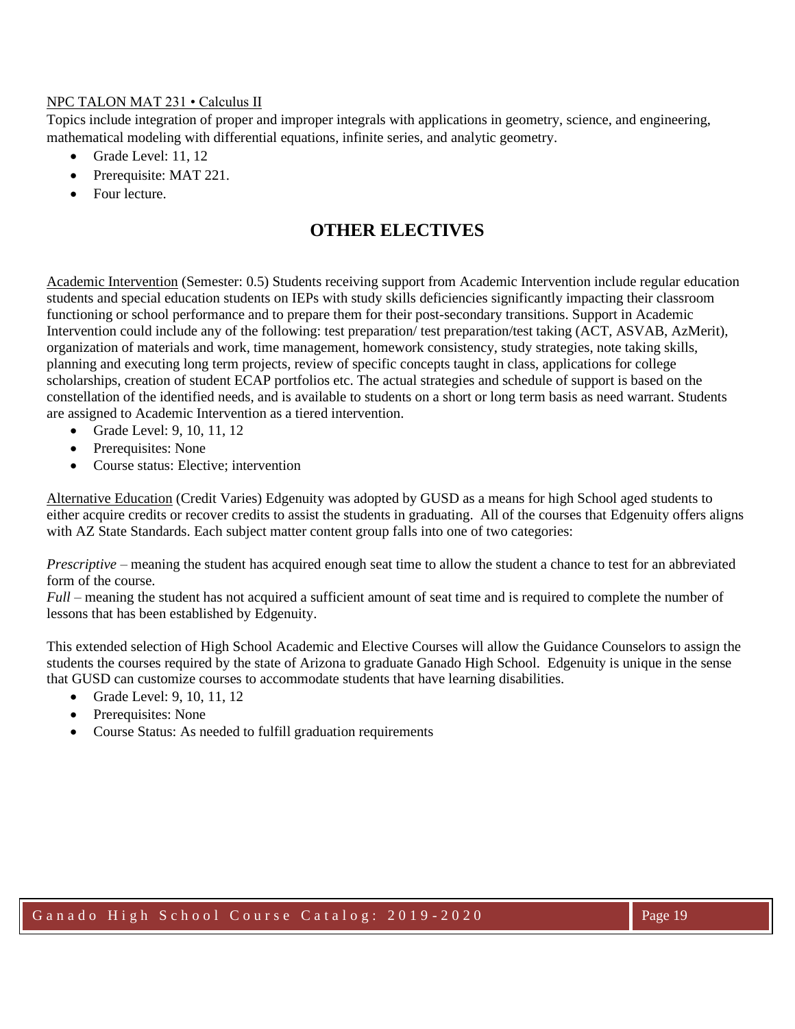NPC TALON MAT 231 • Calculus II

Topics include integration of proper and improper integrals with applications in geometry, science, and engineering, mathematical modeling with differential equations, infinite series, and analytic geometry.

- Grade Level: 11, 12
- Prerequisite: MAT 221.
- Four lecture.

## OTHER ELECTIVES

Academic Intervention (Semester: 0.5) Students receiving support from Academic Intervention include regular education students and special education students on IEPs with study skills deficiencies significantly impacting their classroom functioning or school performance and to prepare them for their post-secondary transitions. Support in Academic Intervention could include any of the following: test preparation/ test preparation/test taking (ACT, ASVAB, AzMerit), organization of materials and work, time management, homework consistency, study strategies, note taking skills, planning and executing long term projects, review of specific concepts taught in class, applications for college scholarships, creation of student ECAP portfolios etc. The actual strategies and schedule of support is based on the constellation of the identified needs, and is available to students on a short or long term basis as need warrant. Students are assigned to Academic Intervention as a tiered intervention.

- Grade Level: 9, 10, 11, 12
- Prerequisites: None
- Course status: Elective; intervention

Alternative Education (Credit Varies) Edgenuity was adopted by GUSD as a means for high School aged students to either acquire credits or recover credits to assist the students in graduating. All of the courses that Edgenuity offers aligns with AZ State Standards. Each subject matter content group falls into one of two categories:

*Prescriptive* – meaning the student has acquired enough seat time to allow the student a chance to test for an abbreviated form of the course.

*Full* – meaning the student has not acquired a sufficient amount of seat time and is required to complete the number of lessons that has been established by Edgenuity.

This extended selection of High School Academic and Elective Courses will allow the Guidance Counselors to assign the students the courses required by the state of Arizona to graduate Ganado High School. Edgenuity is unique in the sense that GUSD can customize courses to accommodate students that have learning disabilities.

- Grade Level: 9, 10, 11, 12
- Prerequisites: None
- Course Status: As needed to fulfill graduation requirements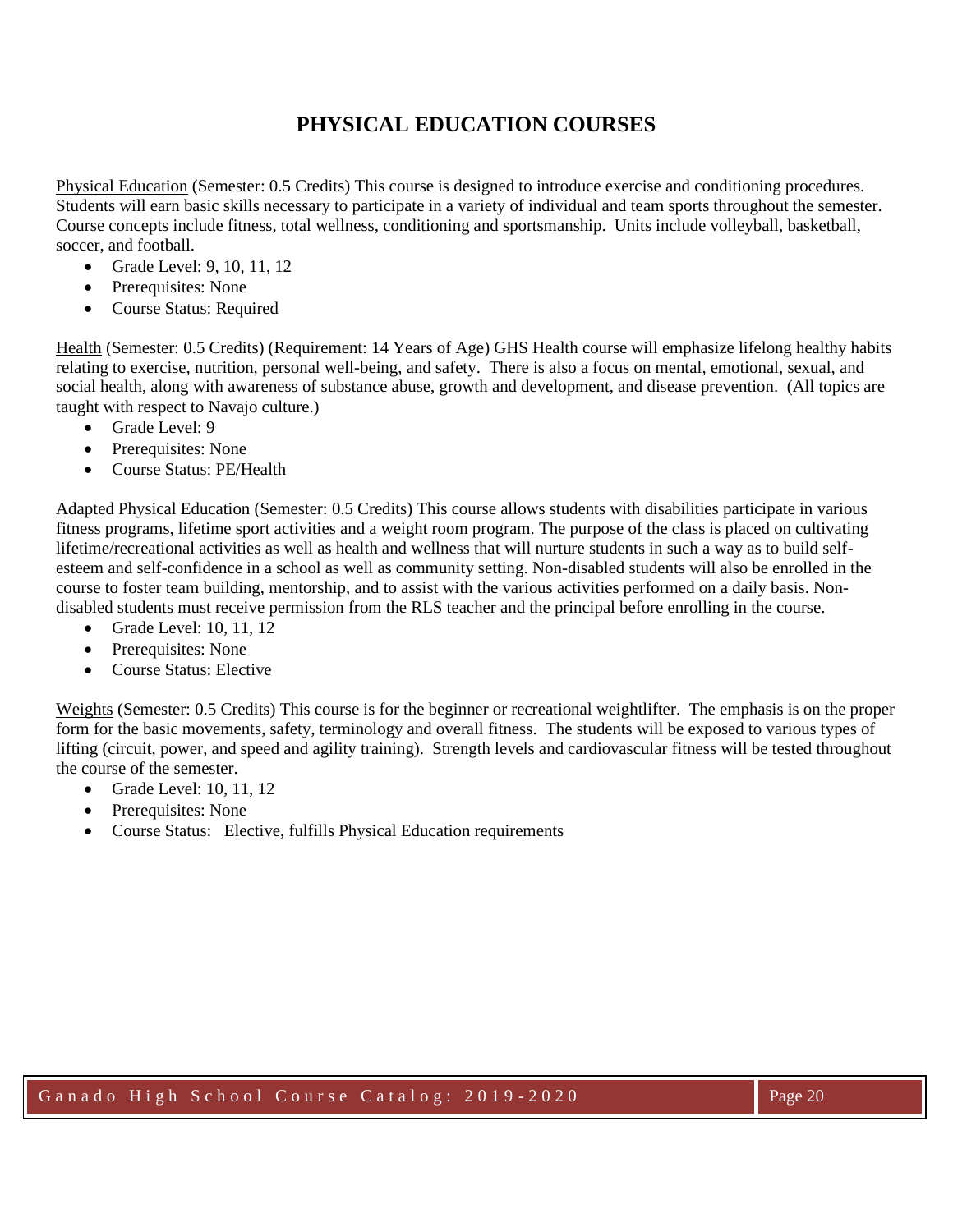# PHYSICAL EDUCATION COURSES

<u>Physical Education</u> (Semester: 0.5 Credits) This course is designed to introduce exercise and conditioning procedures. Students will earn basic skills necessary to participate in a variety of individual and team sports throughout the semester. Course concepts include fitness, total wellness, conditioning and sportsmanship. Units include volleyball, basketball, soccer, and football.

- Grade Level: 9, 10, 11, 12
- Prerequisites: None
- Course Status: Required

<u>Health</u> (Semester: 0.5 Credits) (Requirement: 14 Years of Age) GHS Health course will emphasize lifelong healthy habits relating to exercise, nutrition, personal well-being, and safety. There is also a focus on mental, emotional, sexual, and social health, along with awareness of substance abuse, growth and development, and disease prevention. (All topics are taught with respect to Navajo culture.)

- Grade Level: 9
- Prerequisites: None
- Course Status: PE/Health

<u>Adapted Physical Education</u> (Semester: 0.5 Credits) This course allows students with disabilities participate in various fitness programs, lifetime sport activities and a weight room program. The purpose of the class is placed on cultivating lifetime/recreational activities as well as health and wellness that will nurture students in such a way as to build self-esteem and self-confidence in a school as well as community setting. Non-disabled students will also be enrolled in the course to foster team building, mentorship, and to assist with the various activities performed on a daily basis. Non-disabled students must receive permission from the RLS teacher and the principal before enrolling in the course.

- Grade Level: 10, 11, 12
- Prerequisites: None
- Course Status: Elective

<u>Weights</u> (Semester: 0.5 Credits) This course is for the beginner or recreational weightlifter. The emphasis is on the proper form for the basic movements, safety, terminology and overall fitness. The students will be exposed to various types of lifting (circuit, power, and speed and agility training). Strength levels and cardiovascular fitness will be tested throughout the course of the semester.

- Grade Level: 10, 11, 12
- Prerequisites: None
- Course Status: Elective, fulfills Physical Education requirements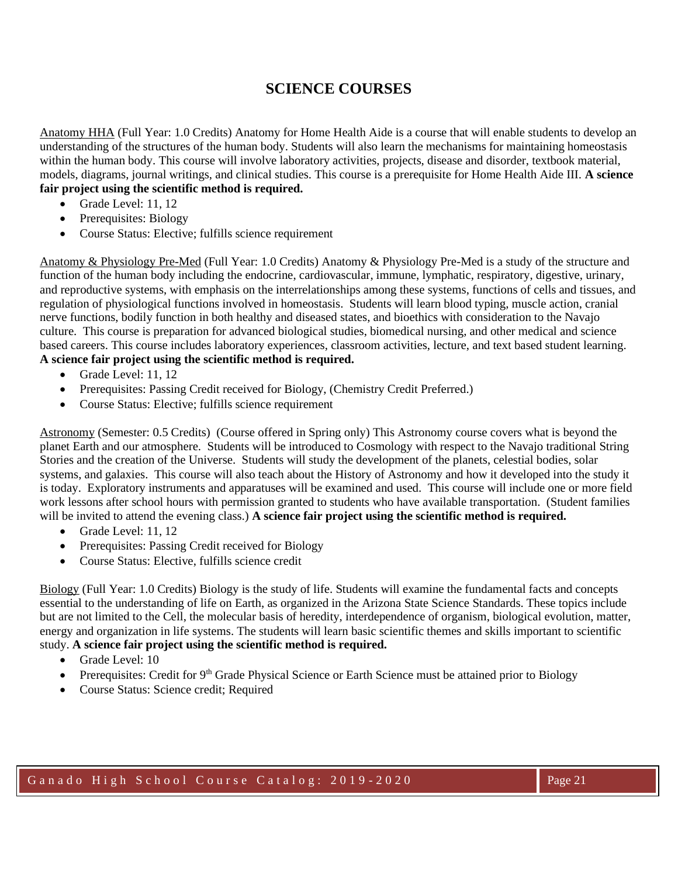# SCIENCE COURSES

Anatomy HHA (Full Year: 1.0 Credits) Anatomy for Home Health Aide is a course that will enable students to develop an understanding of the structures of the human body. Students will also learn the mechanisms for maintaining homeostasis within the human body. This course will involve laboratory activities, projects, disease and disorder, textbook material, models, diagrams, journal writings, and clinical studies. This course is a prerequisite for Home Health Aide III. **A science fair project using the scientific method is required.**

- Grade Level: 11, 12
- Prerequisites: Biology
- Course Status: Elective; fulfills science requirement

Anatomy & Physiology Pre-Med (Full Year: 1.0 Credits) Anatomy & Physiology Pre-Med is a study of the structure and function of the human body including the endocrine, cardiovascular, immune, lymphatic, respiratory, digestive, urinary, and reproductive systems, with emphasis on the interrelationships among these systems, functions of cells and tissues, and regulation of physiological functions involved in homeostasis. Students will learn blood typing, muscle action, cranial nerve functions, bodily function in both healthy and diseased states, and bioethics with consideration to the Navajo culture. This course is preparation for advanced biological studies, biomedical nursing, and other medical and science based careers. This course includes laboratory experiences, classroom activities, lecture, and text based student learning. **A science fair project using the scientific method is required.**

- Grade Level: 11, 12
- Prerequisites: Passing Credit received for Biology, (Chemistry Credit Preferred.)
- Course Status: Elective; fulfills science requirement

Astronomy (Semester: 0.5 Credits) (Course offered in Spring only) This Astronomy course covers what is beyond the planet Earth and our atmosphere. Students will be introduced to Cosmology with respect to the Navajo traditional String Stories and the creation of the Universe. Students will study the development of the planets, celestial bodies, solar systems, and galaxies. This course will also teach about the History of Astronomy and how it developed into the study it is today. Exploratory instruments and apparatuses will be examined and used. This course will include one or more field work lessons after school hours with permission granted to students who have available transportation. (Student families will be invited to attend the evening class.) **A science fair project using the scientific method is required.**

- Grade Level: 11, 12
- Prerequisites: Passing Credit received for Biology
- Course Status: Elective, fulfills science credit

Biology (Full Year: 1.0 Credits) Biology is the study of life. Students will examine the fundamental facts and concepts essential to the understanding of life on Earth, as organized in the Arizona State Science Standards. These topics include but are not limited to the Cell, the molecular basis of heredity, interdependence of organism, biological evolution, matter, energy and organization in life systems. The students will learn basic scientific themes and skills important to scientific study. **A science fair project using the scientific method is required.**

- Grade Level: 10
- Prerequisites: Credit for 9th Grade Physical Science or Earth Science must be attained prior to Biology
- Course Status: Science credit; Required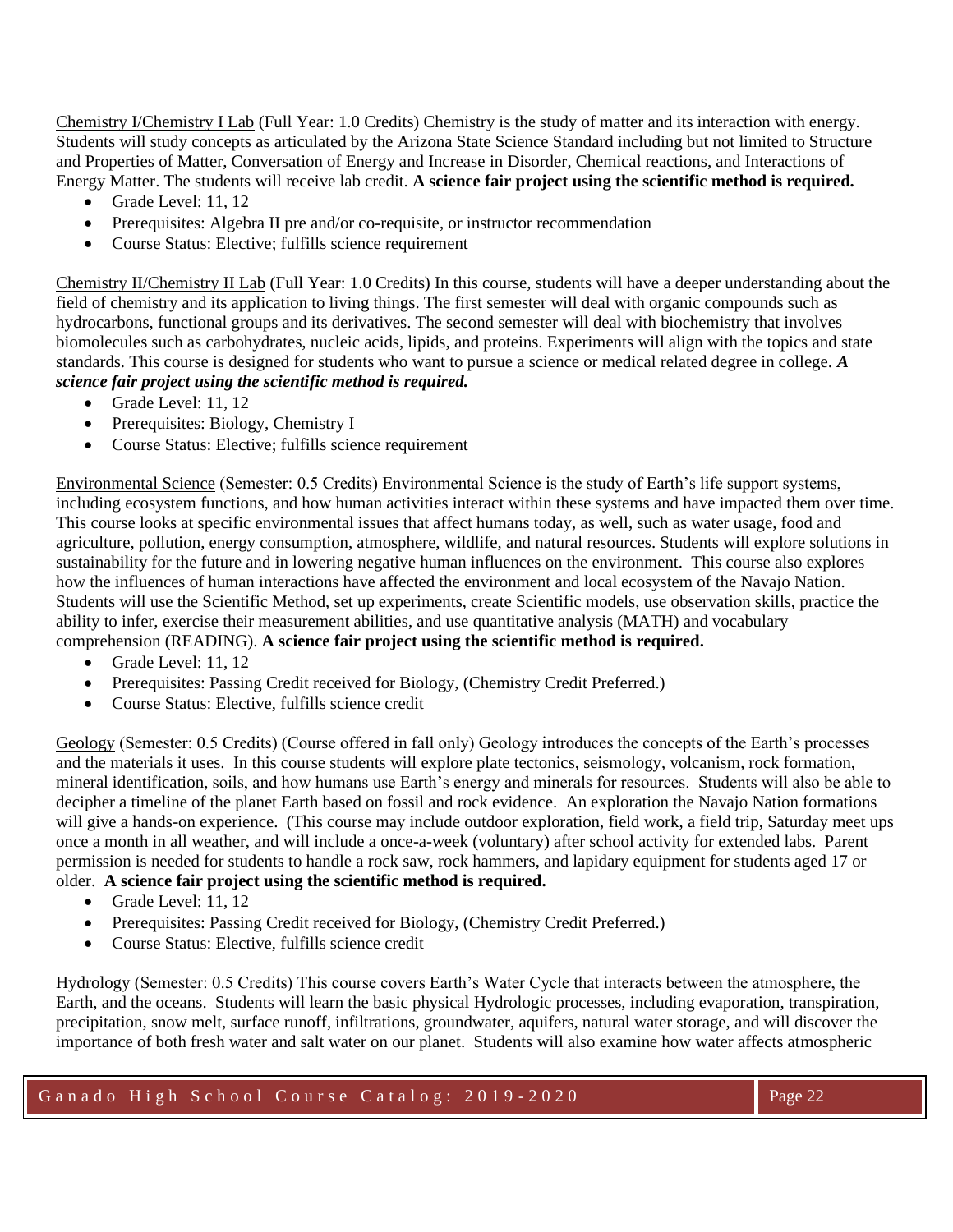Chemistry I/Chemistry I Lab (Full Year: 1.0 Credits) Chemistry is the study of matter and its interaction with energy. Students will study concepts as articulated by the Arizona State Science Standard including but not limited to Structure and Properties of Matter, Conversation of Energy and Increase in Disorder, Chemical reactions, and Interactions of Energy Matter. The students will receive lab credit. **A science fair project using the scientific method is required.**

- Grade Level: 11, 12
- Prerequisites: Algebra II pre and/or co-requisite, or instructor recommendation
- Course Status: Elective; fulfills science requirement

Chemistry II/Chemistry II Lab (Full Year: 1.0 Credits) In this course, students will have a deeper understanding about the field of chemistry and its application to living things. The first semester will deal with organic compounds such as hydrocarbons, functional groups and its derivatives. The second semester will deal with biochemistry that involves biomolecules such as carbohydrates, nucleic acids, lipids, and proteins. Experiments will align with the topics and state standards. This course is designed for students who want to pursue a science or medical related degree in college. ***A science fair project using the scientific method is required.***

- Grade Level: 11, 12
- Prerequisites: Biology, Chemistry I
- Course Status: Elective; fulfills science requirement

Environmental Science (Semester: 0.5 Credits) Environmental Science is the study of Earth's life support systems, including ecosystem functions, and how human activities interact within these systems and have impacted them over time. This course looks at specific environmental issues that affect humans today, as well, such as water usage, food and agriculture, pollution, energy consumption, atmosphere, wildlife, and natural resources. Students will explore solutions in sustainability for the future and in lowering negative human influences on the environment. This course also explores how the influences of human interactions have affected the environment and local ecosystem of the Navajo Nation. Students will use the Scientific Method, set up experiments, create Scientific models, use observation skills, practice the ability to infer, exercise their measurement abilities, and use quantitative analysis (MATH) and vocabulary comprehension (READING). **A science fair project using the scientific method is required.**

- Grade Level: 11, 12
- Prerequisites: Passing Credit received for Biology, (Chemistry Credit Preferred.)
- Course Status: Elective, fulfills science credit

Geology (Semester: 0.5 Credits) (Course offered in fall only) Geology introduces the concepts of the Earth's processes and the materials it uses. In this course students will explore plate tectonics, seismology, volcanism, rock formation, mineral identification, soils, and how humans use Earth's energy and minerals for resources. Students will also be able to decipher a timeline of the planet Earth based on fossil and rock evidence. An exploration the Navajo Nation formations will give a hands-on experience. (This course may include outdoor exploration, field work, a field trip, Saturday meet ups once a month in all weather, and will include a once-a-week (voluntary) after school activity for extended labs. Parent permission is needed for students to handle a rock saw, rock hammers, and lapidary equipment for students aged 17 or older. **A science fair project using the scientific method is required.**

- Grade Level: 11, 12
- Prerequisites: Passing Credit received for Biology, (Chemistry Credit Preferred.)
- Course Status: Elective, fulfills science credit

Hydrology (Semester: 0.5 Credits) This course covers Earth's Water Cycle that interacts between the atmosphere, the Earth, and the oceans. Students will learn the basic physical Hydrologic processes, including evaporation, transpiration, precipitation, snow melt, surface runoff, infiltrations, groundwater, aquifers, natural water storage, and will discover the importance of both fresh water and salt water on our planet. Students will also examine how water affects atmospheric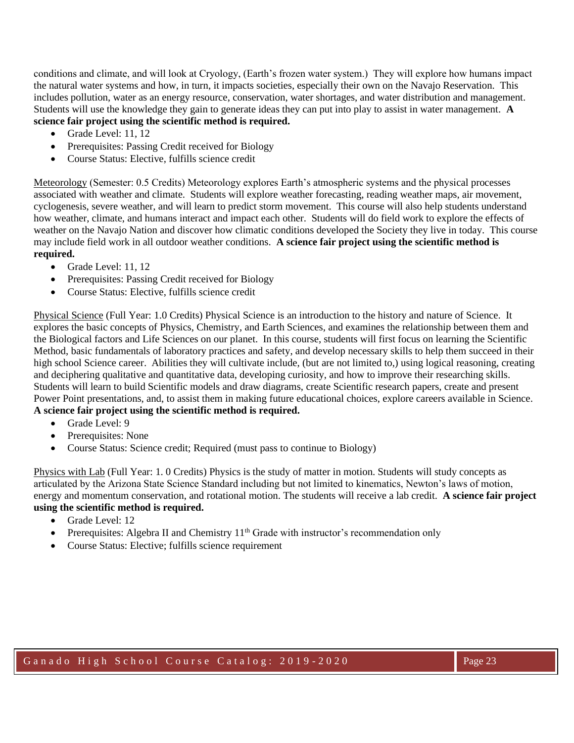conditions and climate, and will look at Cryology, (Earth's frozen water system.) They will explore how humans impact the natural water systems and how, in turn, it impacts societies, especially their own on the Navajo Reservation. This includes pollution, water as an energy resource, conservation, water shortages, and water distribution and management. Students will use the knowledge they gain to generate ideas they can put into play to assist in water management. **A science fair project using the scientific method is required.**

- Grade Level: 11, 12
- Prerequisites: Passing Credit received for Biology
- Course Status: Elective, fulfills science credit

<u>Meteorology</u> (Semester: 0.5 Credits) Meteorology explores Earth's atmospheric systems and the physical processes associated with weather and climate. Students will explore weather forecasting, reading weather maps, air movement, cyclogenesis, severe weather, and will learn to predict storm movement. This course will also help students understand how weather, climate, and humans interact and impact each other. Students will do field work to explore the effects of weather on the Navajo Nation and discover how climatic conditions developed the Society they live in today. This course may include field work in all outdoor weather conditions. **A science fair project using the scientific method is required.**

- Grade Level: 11, 12
- Prerequisites: Passing Credit received for Biology
- Course Status: Elective, fulfills science credit

<u>Physical Science</u> (Full Year: 1.0 Credits) Physical Science is an introduction to the history and nature of Science. It explores the basic concepts of Physics, Chemistry, and Earth Sciences, and examines the relationship between them and the Biological factors and Life Sciences on our planet. In this course, students will first focus on learning the Scientific Method, basic fundamentals of laboratory practices and safety, and develop necessary skills to help them succeed in their high school Science career. Abilities they will cultivate include, (but are not limited to,) using logical reasoning, creating and deciphering qualitative and quantitative data, developing curiosity, and how to improve their researching skills. Students will learn to build Scientific models and draw diagrams, create Scientific research papers, create and present Power Point presentations, and, to assist them in making future educational choices, explore careers available in Science. **A science fair project using the scientific method is required.**

- Grade Level: 9
- Prerequisites: None
- Course Status: Science credit; Required (must pass to continue to Biology)

<u>Physics with Lab</u> (Full Year: 1. 0 Credits) Physics is the study of matter in motion. Students will study concepts as articulated by the Arizona State Science Standard including but not limited to kinematics, Newton's laws of motion, energy and momentum conservation, and rotational motion. The students will receive a lab credit. **A science fair project using the scientific method is required.**

- Grade Level: 12
- Prerequisites: Algebra II and Chemistry 11th Grade with instructor's recommendation only
- Course Status: Elective; fulfills science requirement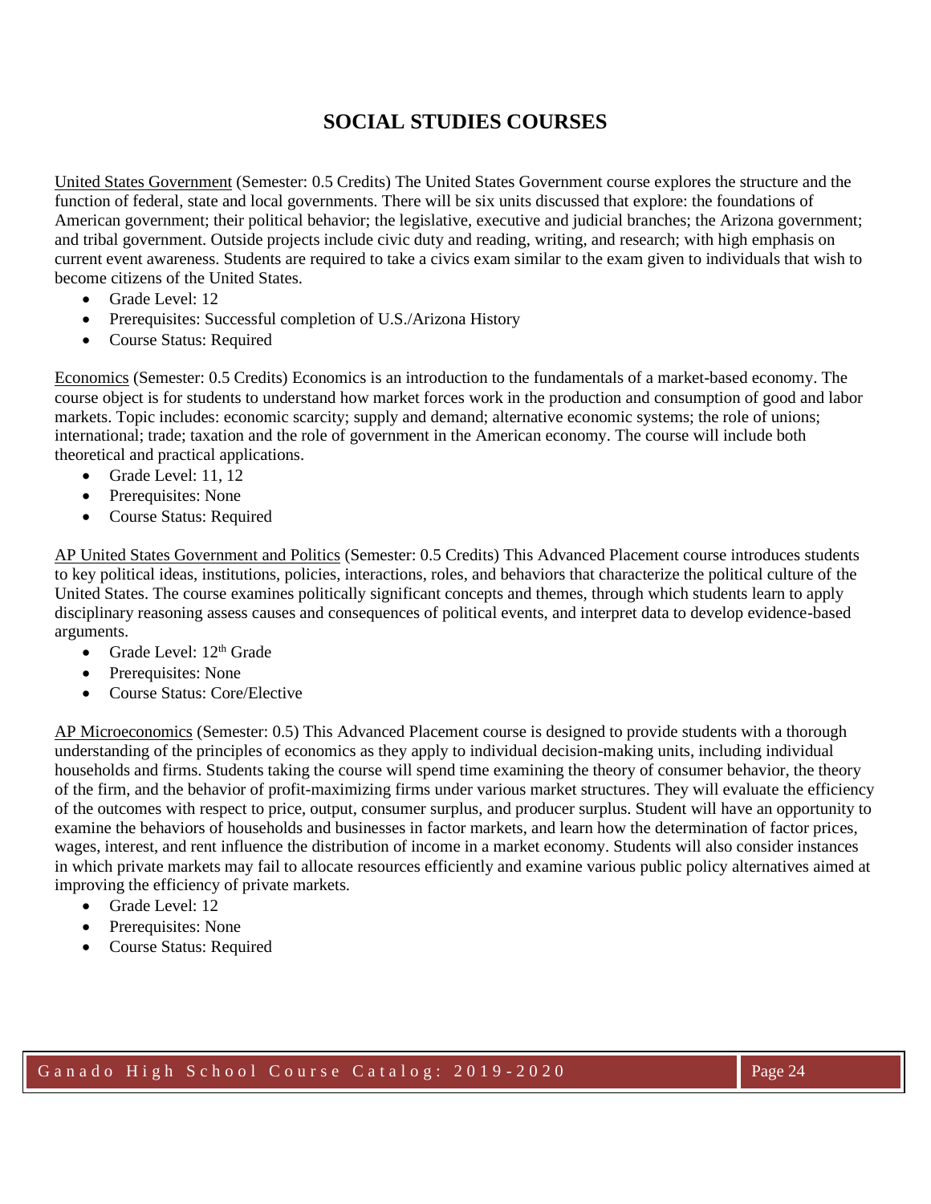# SOCIAL STUDIES COURSES

United States Government (Semester: 0.5 Credits) The United States Government course explores the structure and the function of federal, state and local governments. There will be six units discussed that explore: the foundations of American government; their political behavior; the legislative, executive and judicial branches; the Arizona government; and tribal government. Outside projects include civic duty and reading, writing, and research; with high emphasis on current event awareness. Students are required to take a civics exam similar to the exam given to individuals that wish to become citizens of the United States.

- Grade Level: 12
- Prerequisites: Successful completion of U.S./Arizona History
- Course Status: Required

Economics (Semester: 0.5 Credits) Economics is an introduction to the fundamentals of a market-based economy. The course object is for students to understand how market forces work in the production and consumption of good and labor markets. Topic includes: economic scarcity; supply and demand; alternative economic systems; the role of unions; international; trade; taxation and the role of government in the American economy. The course will include both theoretical and practical applications.

- Grade Level: 11, 12
- Prerequisites: None
- Course Status: Required

AP United States Government and Politics (Semester: 0.5 Credits) This Advanced Placement course introduces students to key political ideas, institutions, policies, interactions, roles, and behaviors that characterize the political culture of the United States. The course examines politically significant concepts and themes, through which students learn to apply disciplinary reasoning assess causes and consequences of political events, and interpret data to develop evidence-based arguments.

- Grade Level: 12th Grade
- Prerequisites: None
- Course Status: Core/Elective

AP Microeconomics (Semester: 0.5) This Advanced Placement course is designed to provide students with a thorough understanding of the principles of economics as they apply to individual decision-making units, including individual households and firms. Students taking the course will spend time examining the theory of consumer behavior, the theory of the firm, and the behavior of profit-maximizing firms under various market structures. They will evaluate the efficiency of the outcomes with respect to price, output, consumer surplus, and producer surplus. Student will have an opportunity to examine the behaviors of households and businesses in factor markets, and learn how the determination of factor prices, wages, interest, and rent influence the distribution of income in a market economy. Students will also consider instances in which private markets may fail to allocate resources efficiently and examine various public policy alternatives aimed at improving the efficiency of private markets.

- Grade Level: 12
- Prerequisites: None
- Course Status: Required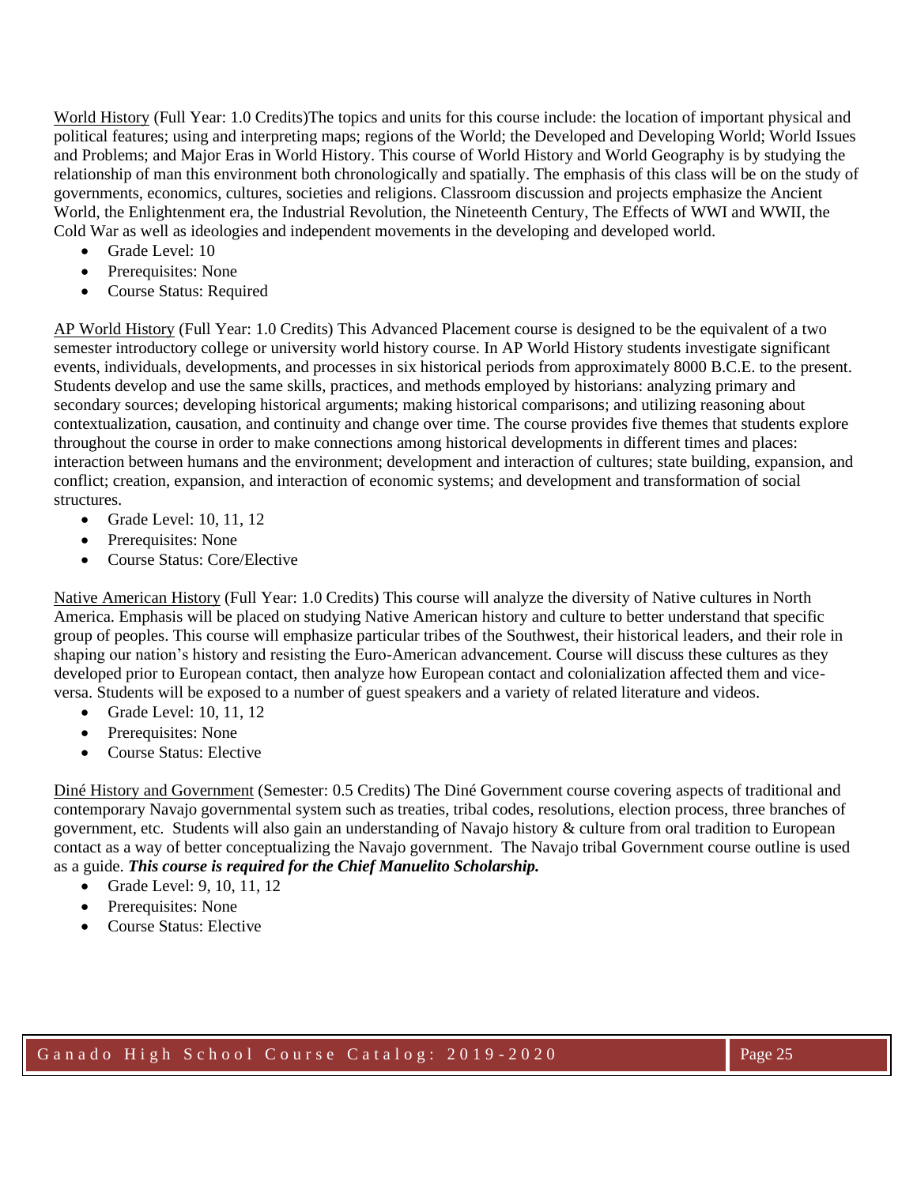<u>World History</u> (Full Year: 1.0 Credits)The topics and units for this course include: the location of important physical and political features; using and interpreting maps; regions of the World; the Developed and Developing World; World Issues and Problems; and Major Eras in World History. This course of World History and World Geography is by studying the relationship of man this environment both chronologically and spatially. The emphasis of this class will be on the study of governments, economics, cultures, societies and religions. Classroom discussion and projects emphasize the Ancient World, the Enlightenment era, the Industrial Revolution, the Nineteenth Century, The Effects of WWI and WWII, the Cold War as well as ideologies and independent movements in the developing and developed world.

- Grade Level: 10
- Prerequisites: None
- Course Status: Required

<u>AP World History</u> (Full Year: 1.0 Credits) This Advanced Placement course is designed to be the equivalent of a two semester introductory college or university world history course. In AP World History students investigate significant events, individuals, developments, and processes in six historical periods from approximately 8000 B.C.E. to the present. Students develop and use the same skills, practices, and methods employed by historians: analyzing primary and secondary sources; developing historical arguments; making historical comparisons; and utilizing reasoning about contextualization, causation, and continuity and change over time. The course provides five themes that students explore throughout the course in order to make connections among historical developments in different times and places: interaction between humans and the environment; development and interaction of cultures; state building, expansion, and conflict; creation, expansion, and interaction of economic systems; and development and transformation of social structures.

- Grade Level: 10, 11, 12
- Prerequisites: None
- Course Status: Core/Elective

<u>Native American History</u> (Full Year: 1.0 Credits) This course will analyze the diversity of Native cultures in North America. Emphasis will be placed on studying Native American history and culture to better understand that specific group of peoples. This course will emphasize particular tribes of the Southwest, their historical leaders, and their role in shaping our nation's history and resisting the Euro-American advancement. Course will discuss these cultures as they developed prior to European contact, then analyze how European contact and colonialization affected them and vice-versa. Students will be exposed to a number of guest speakers and a variety of related literature and videos.

- Grade Level: 10, 11, 12
- Prerequisites: None
- Course Status: Elective

<u>Diné History and Government</u> (Semester: 0.5 Credits) The Diné Government course covering aspects of traditional and contemporary Navajo governmental system such as treaties, tribal codes, resolutions, election process, three branches of government, etc. Students will also gain an understanding of Navajo history & culture from oral tradition to European contact as a way of better conceptualizing the Navajo government. The Navajo tribal Government course outline is used as a guide. ***This course is required for the Chief Manuelito Scholarship.***

- Grade Level: 9, 10, 11, 12
- Prerequisites: None
- Course Status: Elective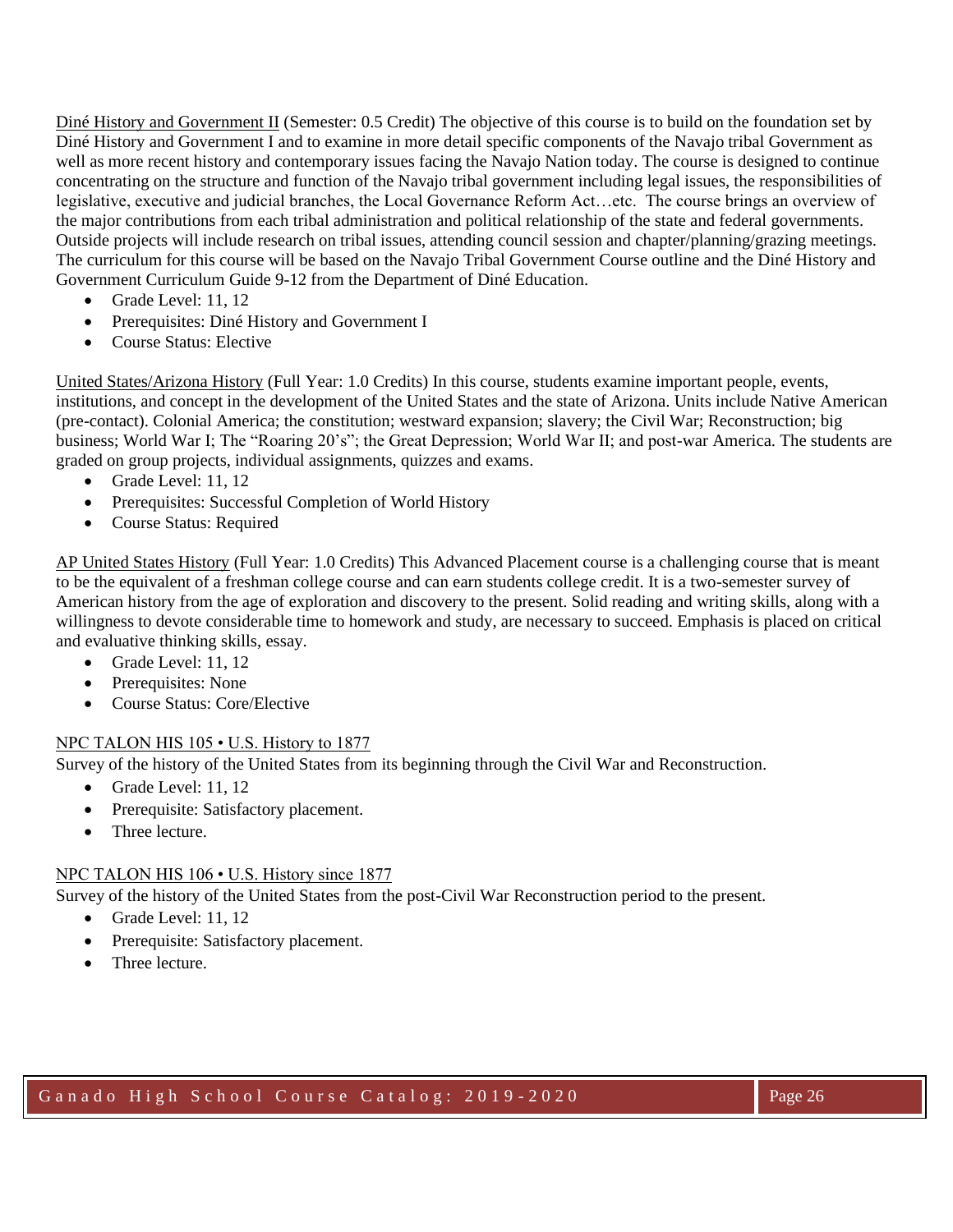Diné History and Government II (Semester: 0.5 Credit) The objective of this course is to build on the foundation set by Diné History and Government I and to examine in more detail specific components of the Navajo tribal Government as well as more recent history and contemporary issues facing the Navajo Nation today. The course is designed to continue concentrating on the structure and function of the Navajo tribal government including legal issues, the responsibilities of legislative, executive and judicial branches, the Local Governance Reform Act…etc. The course brings an overview of the major contributions from each tribal administration and political relationship of the state and federal governments. Outside projects will include research on tribal issues, attending council session and chapter/planning/grazing meetings. The curriculum for this course will be based on the Navajo Tribal Government Course outline and the Diné History and Government Curriculum Guide 9-12 from the Department of Diné Education.

- Grade Level: 11, 12
- Prerequisites: Diné History and Government I
- Course Status: Elective

United States/Arizona History (Full Year: 1.0 Credits) In this course, students examine important people, events, institutions, and concept in the development of the United States and the state of Arizona. Units include Native American (pre-contact). Colonial America; the constitution; westward expansion; slavery; the Civil War; Reconstruction; big business; World War I; The "Roaring 20's"; the Great Depression; World War II; and post-war America. The students are graded on group projects, individual assignments, quizzes and exams.

- Grade Level: 11, 12
- Prerequisites: Successful Completion of World History
- Course Status: Required

AP United States History (Full Year: 1.0 Credits) This Advanced Placement course is a challenging course that is meant to be the equivalent of a freshman college course and can earn students college credit. It is a two-semester survey of American history from the age of exploration and discovery to the present. Solid reading and writing skills, along with a willingness to devote considerable time to homework and study, are necessary to succeed. Emphasis is placed on critical and evaluative thinking skills, essay.

- Grade Level: 11, 12
- Prerequisites: None
- Course Status: Core/Elective

NPC TALON HIS 105 • U.S. History to 1877

Survey of the history of the United States from its beginning through the Civil War and Reconstruction.

- Grade Level: 11, 12
- Prerequisite: Satisfactory placement.
- Three lecture.

NPC TALON HIS 106 • U.S. History since 1877

Survey of the history of the United States from the post-Civil War Reconstruction period to the present.

- Grade Level: 11, 12
- Prerequisite: Satisfactory placement.
- Three lecture.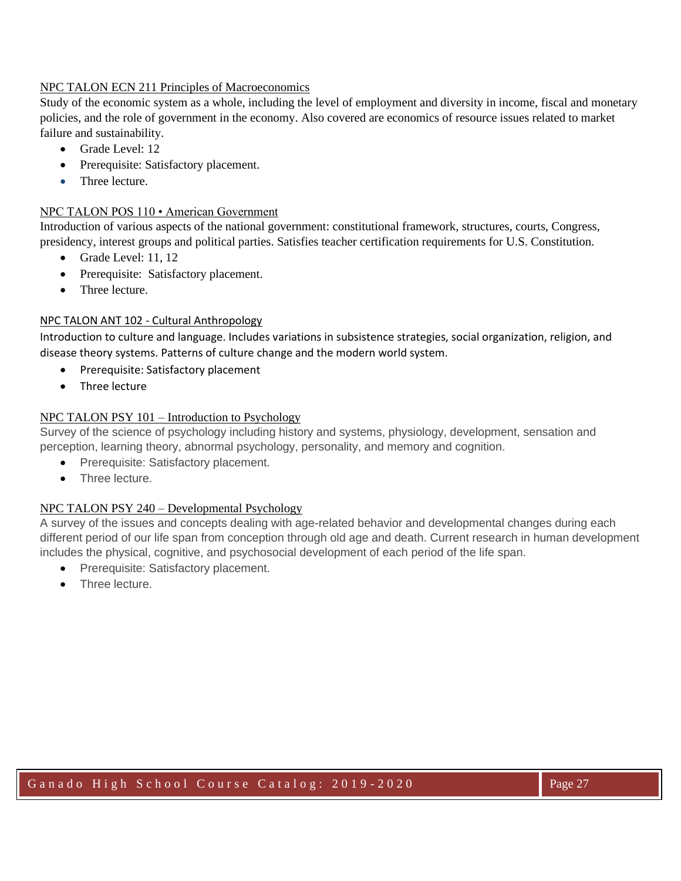NPC TALON ECN 211 Principles of Macroeconomics

Study of the economic system as a whole, including the level of employment and diversity in income, fiscal and monetary policies, and the role of government in the economy. Also covered are economics of resource issues related to market failure and sustainability.

- Grade Level: 12
- Prerequisite: Satisfactory placement.
- Three lecture.

NPC TALON POS 110 • American Government

Introduction of various aspects of the national government: constitutional framework, structures, courts, Congress, presidency, interest groups and political parties. Satisfies teacher certification requirements for U.S. Constitution.

- Grade Level: 11, 12
- Prerequisite: Satisfactory placement.
- Three lecture.

NPC TALON ANT 102 - Cultural Anthropology

Introduction to culture and language. Includes variations in subsistence strategies, social organization, religion, and disease theory systems. Patterns of culture change and the modern world system.

- Prerequisite: Satisfactory placement
- Three lecture

NPC TALON PSY 101 – Introduction to Psychology

Survey of the science of psychology including history and systems, physiology, development, sensation and perception, learning theory, abnormal psychology, personality, and memory and cognition.

- Prerequisite: Satisfactory placement.
- Three lecture.

NPC TALON PSY 240 – Developmental Psychology

A survey of the issues and concepts dealing with age-related behavior and developmental changes during each different period of our life span from conception through old age and death. Current research in human development includes the physical, cognitive, and psychosocial development of each period of the life span.

- Prerequisite: Satisfactory placement.
- Three lecture.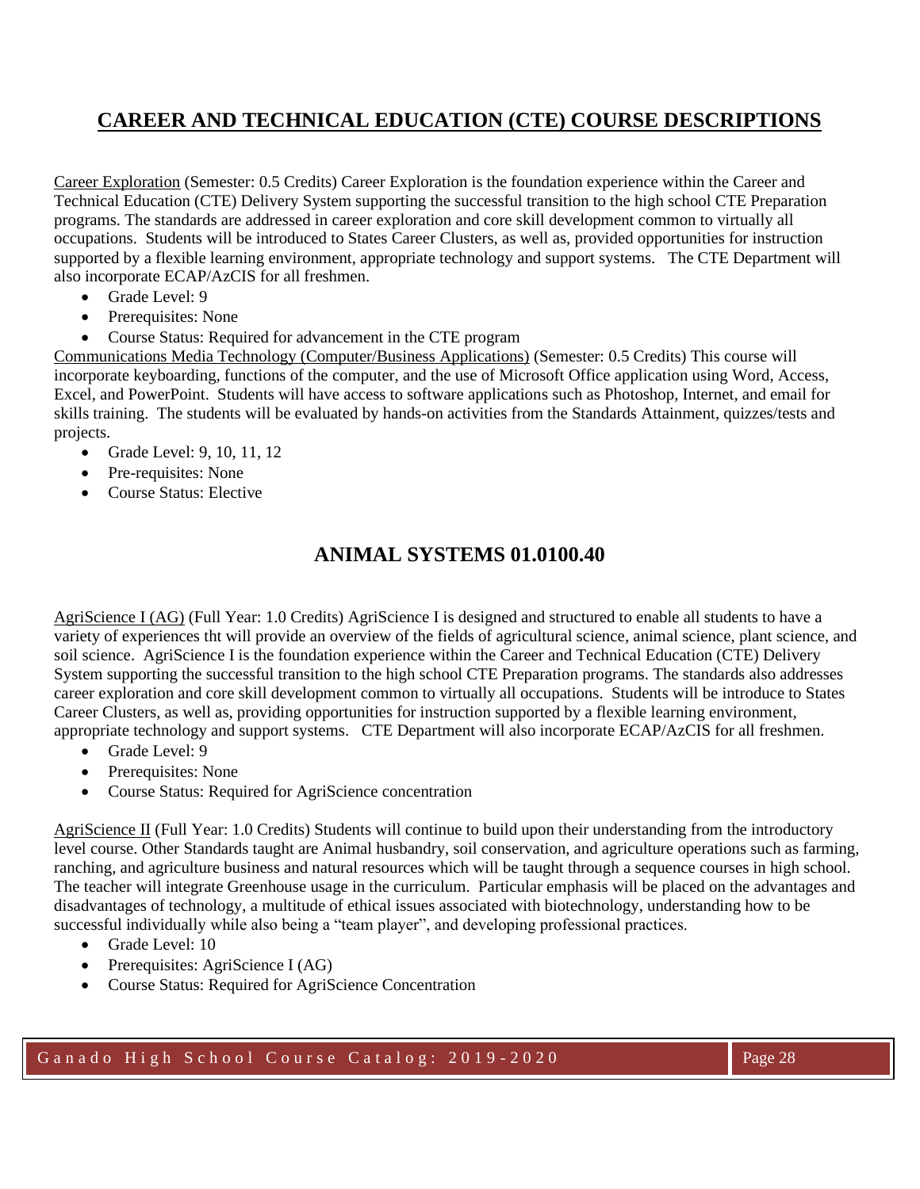# CAREER AND TECHNICAL EDUCATION (CTE) COURSE DESCRIPTIONS

Career Exploration (Semester: 0.5 Credits) Career Exploration is the foundation experience within the Career and Technical Education (CTE) Delivery System supporting the successful transition to the high school CTE Preparation programs. The standards are addressed in career exploration and core skill development common to virtually all occupations. Students will be introduced to States Career Clusters, as well as, provided opportunities for instruction supported by a flexible learning environment, appropriate technology and support systems. The CTE Department will also incorporate ECAP/AzCIS for all freshmen.

- Grade Level: 9
- Prerequisites: None
- Course Status: Required for advancement in the CTE program

Communications Media Technology (Computer/Business Applications) (Semester: 0.5 Credits) This course will incorporate keyboarding, functions of the computer, and the use of Microsoft Office application using Word, Access, Excel, and PowerPoint. Students will have access to software applications such as Photoshop, Internet, and email for skills training. The students will be evaluated by hands-on activities from the Standards Attainment, quizzes/tests and projects.

- Grade Level: 9, 10, 11, 12
- Pre-requisites: None
- Course Status: Elective

## ANIMAL SYSTEMS 01.0100.40

AgriScience I (AG) (Full Year: 1.0 Credits) AgriScience I is designed and structured to enable all students to have a variety of experiences tht will provide an overview of the fields of agricultural science, animal science, plant science, and soil science. AgriScience I is the foundation experience within the Career and Technical Education (CTE) Delivery System supporting the successful transition to the high school CTE Preparation programs. The standards also addresses career exploration and core skill development common to virtually all occupations. Students will be introduce to States Career Clusters, as well as, providing opportunities for instruction supported by a flexible learning environment, appropriate technology and support systems. CTE Department will also incorporate ECAP/AzCIS for all freshmen.

- Grade Level: 9
- Prerequisites: None
- Course Status: Required for AgriScience concentration

AgriScience II (Full Year: 1.0 Credits) Students will continue to build upon their understanding from the introductory level course. Other Standards taught are Animal husbandry, soil conservation, and agriculture operations such as farming, ranching, and agriculture business and natural resources which will be taught through a sequence courses in high school. The teacher will integrate Greenhouse usage in the curriculum. Particular emphasis will be placed on the advantages and disadvantages of technology, a multitude of ethical issues associated with biotechnology, understanding how to be successful individually while also being a "team player", and developing professional practices.

- Grade Level: 10
- Prerequisites: AgriScience I (AG)
- Course Status: Required for AgriScience Concentration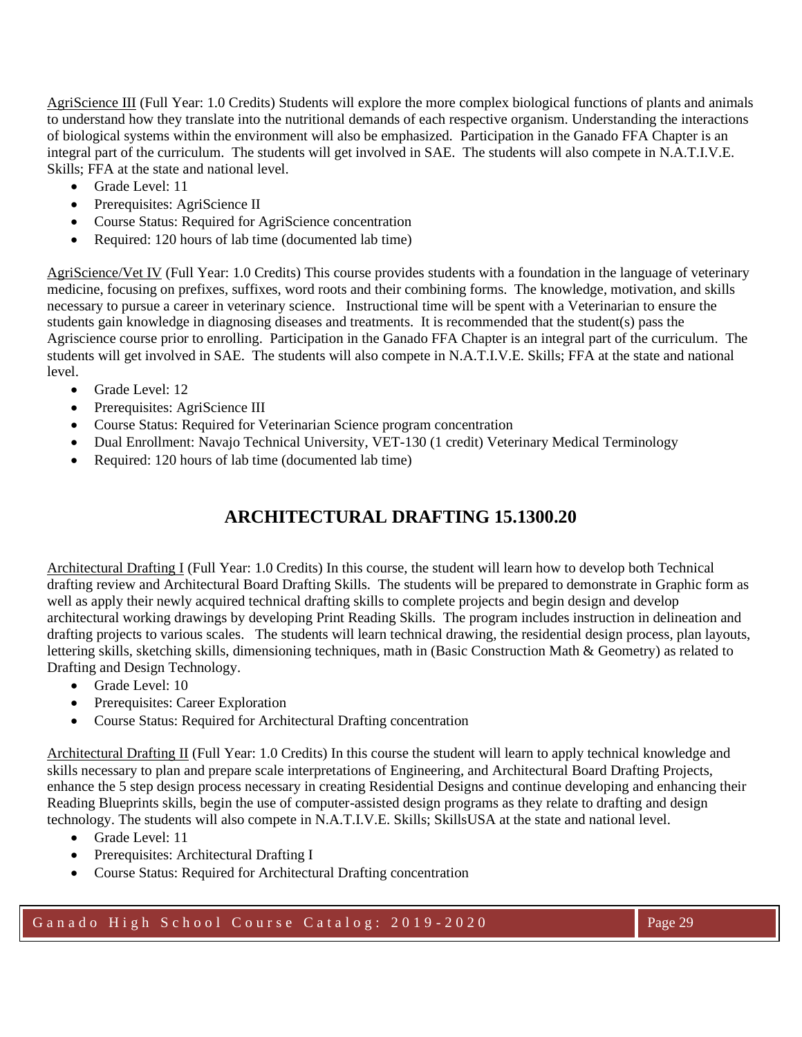<u>AgriScience III</u> (Full Year: 1.0 Credits) Students will explore the more complex biological functions of plants and animals to understand how they translate into the nutritional demands of each respective organism. Understanding the interactions of biological systems within the environment will also be emphasized. Participation in the Ganado FFA Chapter is an integral part of the curriculum. The students will get involved in SAE. The students will also compete in N.A.T.I.V.E. Skills; FFA at the state and national level.

- Grade Level: 11
- Prerequisites: AgriScience II
- Course Status: Required for AgriScience concentration
- Required: 120 hours of lab time (documented lab time)

<u>AgriScience/Vet IV</u> (Full Year: 1.0 Credits) This course provides students with a foundation in the language of veterinary medicine, focusing on prefixes, suffixes, word roots and their combining forms. The knowledge, motivation, and skills necessary to pursue a career in veterinary science. Instructional time will be spent with a Veterinarian to ensure the students gain knowledge in diagnosing diseases and treatments. It is recommended that the student(s) pass the Agriscience course prior to enrolling. Participation in the Ganado FFA Chapter is an integral part of the curriculum. The students will get involved in SAE. The students will also compete in N.A.T.I.V.E. Skills; FFA at the state and national level.

- Grade Level: 12
- Prerequisites: AgriScience III
- Course Status: Required for Veterinarian Science program concentration
- Dual Enrollment: Navajo Technical University, VET-130 (1 credit) Veterinary Medical Terminology
- Required: 120 hours of lab time (documented lab time)

## ARCHITECTURAL DRAFTING 15.1300.20

<u>Architectural Drafting I</u> (Full Year: 1.0 Credits) In this course, the student will learn how to develop both Technical drafting review and Architectural Board Drafting Skills. The students will be prepared to demonstrate in Graphic form as well as apply their newly acquired technical drafting skills to complete projects and begin design and develop architectural working drawings by developing Print Reading Skills. The program includes instruction in delineation and drafting projects to various scales. The students will learn technical drawing, the residential design process, plan layouts, lettering skills, sketching skills, dimensioning techniques, math in (Basic Construction Math & Geometry) as related to Drafting and Design Technology.

- Grade Level: 10
- Prerequisites: Career Exploration
- Course Status: Required for Architectural Drafting concentration

<u>Architectural Drafting II</u> (Full Year: 1.0 Credits) In this course the student will learn to apply technical knowledge and skills necessary to plan and prepare scale interpretations of Engineering, and Architectural Board Drafting Projects, enhance the 5 step design process necessary in creating Residential Designs and continue developing and enhancing their Reading Blueprints skills, begin the use of computer-assisted design programs as they relate to drafting and design technology. The students will also compete in N.A.T.I.V.E. Skills; SkillsUSA at the state and national level.

- Grade Level: 11
- Prerequisites: Architectural Drafting I
- Course Status: Required for Architectural Drafting concentration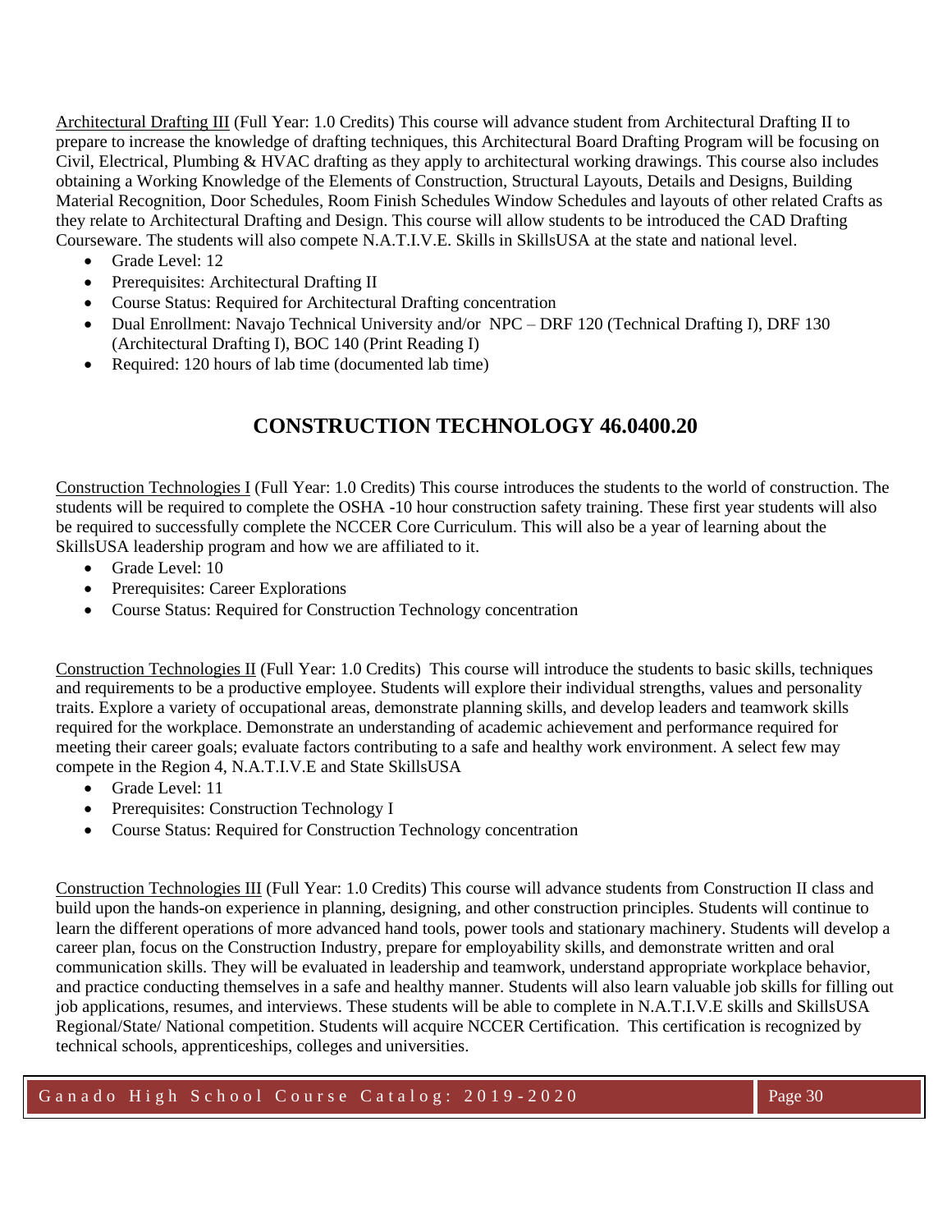Architectural Drafting III (Full Year: 1.0 Credits) This course will advance student from Architectural Drafting II to prepare to increase the knowledge of drafting techniques, this Architectural Board Drafting Program will be focusing on Civil, Electrical, Plumbing & HVAC drafting as they apply to architectural working drawings. This course also includes obtaining a Working Knowledge of the Elements of Construction, Structural Layouts, Details and Designs, Building Material Recognition, Door Schedules, Room Finish Schedules Window Schedules and layouts of other related Crafts as they relate to Architectural Drafting and Design. This course will allow students to be introduced the CAD Drafting Courseware. The students will also compete N.A.T.I.V.E. Skills in SkillsUSA at the state and national level.

- Grade Level: 12
- Prerequisites: Architectural Drafting II
- Course Status: Required for Architectural Drafting concentration
- Dual Enrollment: Navajo Technical University and/or NPC – DRF 120 (Technical Drafting I), DRF 130 (Architectural Drafting I), BOC 140 (Print Reading I)
- Required: 120 hours of lab time (documented lab time)

## CONSTRUCTION TECHNOLOGY 46.0400.20

Construction Technologies I (Full Year: 1.0 Credits) This course introduces the students to the world of construction. The students will be required to complete the OSHA -10 hour construction safety training. These first year students will also be required to successfully complete the NCCER Core Curriculum. This will also be a year of learning about the SkillsUSA leadership program and how we are affiliated to it.

- Grade Level: 10
- Prerequisites: Career Explorations
- Course Status: Required for Construction Technology concentration

Construction Technologies II (Full Year: 1.0 Credits) This course will introduce the students to basic skills, techniques and requirements to be a productive employee. Students will explore their individual strengths, values and personality traits. Explore a variety of occupational areas, demonstrate planning skills, and develop leaders and teamwork skills required for the workplace. Demonstrate an understanding of academic achievement and performance required for meeting their career goals; evaluate factors contributing to a safe and healthy work environment. A select few may compete in the Region 4, N.A.T.I.V.E and State SkillsUSA

- Grade Level: 11
- Prerequisites: Construction Technology I
- Course Status: Required for Construction Technology concentration

Construction Technologies III (Full Year: 1.0 Credits) This course will advance students from Construction II class and build upon the hands-on experience in planning, designing, and other construction principles. Students will continue to learn the different operations of more advanced hand tools, power tools and stationary machinery. Students will develop a career plan, focus on the Construction Industry, prepare for employability skills, and demonstrate written and oral communication skills. They will be evaluated in leadership and teamwork, understand appropriate workplace behavior, and practice conducting themselves in a safe and healthy manner. Students will also learn valuable job skills for filling out job applications, resumes, and interviews. These students will be able to complete in N.A.T.I.V.E skills and SkillsUSA Regional/State/ National competition. Students will acquire NCCER Certification. This certification is recognized by technical schools, apprenticeships, colleges and universities.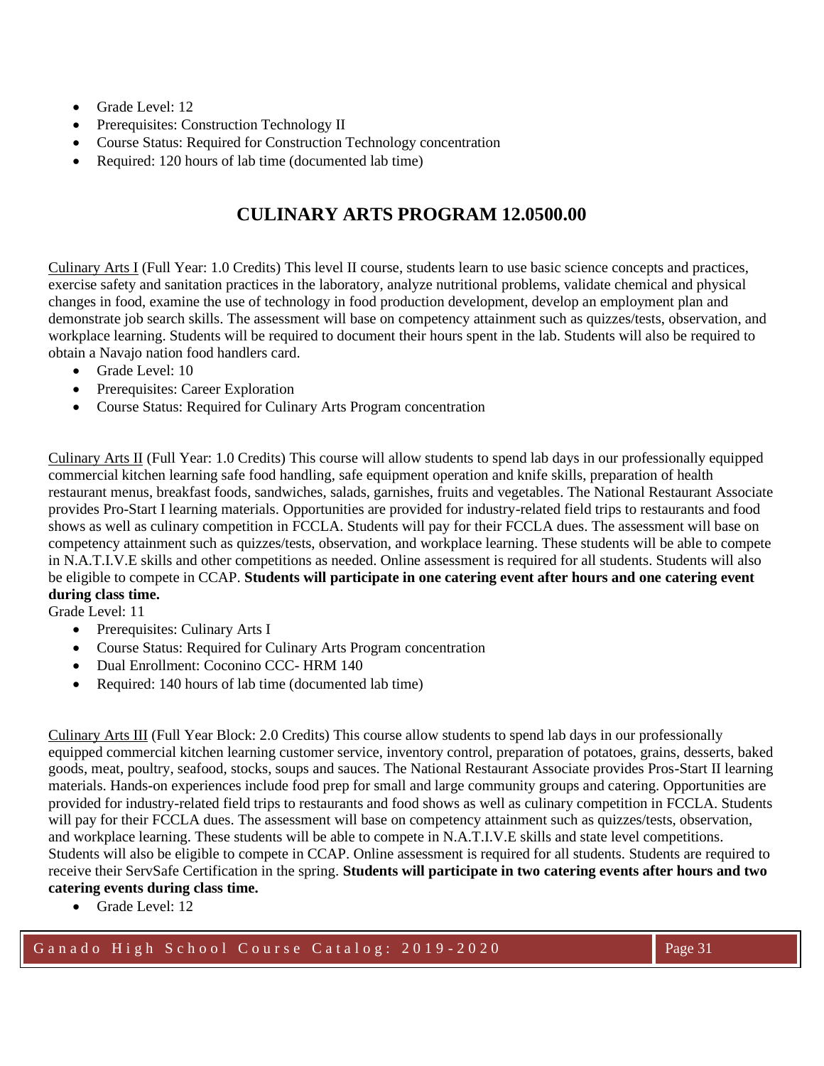- Grade Level: 12
- Prerequisites: Construction Technology II
- Course Status: Required for Construction Technology concentration
- Required: 120 hours of lab time (documented lab time)

## CULINARY ARTS PROGRAM 12.0500.00

Culinary Arts I (Full Year: 1.0 Credits) This level II course, students learn to use basic science concepts and practices, exercise safety and sanitation practices in the laboratory, analyze nutritional problems, validate chemical and physical changes in food, examine the use of technology in food production development, develop an employment plan and demonstrate job search skills. The assessment will base on competency attainment such as quizzes/tests, observation, and workplace learning. Students will be required to document their hours spent in the lab. Students will also be required to obtain a Navajo nation food handlers card.

- Grade Level: 10
- Prerequisites: Career Exploration
- Course Status: Required for Culinary Arts Program concentration

Culinary Arts II (Full Year: 1.0 Credits) This course will allow students to spend lab days in our professionally equipped commercial kitchen learning safe food handling, safe equipment operation and knife skills, preparation of health restaurant menus, breakfast foods, sandwiches, salads, garnishes, fruits and vegetables. The National Restaurant Associate provides Pro-Start I learning materials. Opportunities are provided for industry-related field trips to restaurants and food shows as well as culinary competition in FCCLA. Students will pay for their FCCLA dues. The assessment will base on competency attainment such as quizzes/tests, observation, and workplace learning. These students will be able to compete in N.A.T.I.V.E skills and other competitions as needed. Online assessment is required for all students. Students will also be eligible to compete in CCAP. **Students will participate in one catering event after hours and one catering event during class time.**

Grade Level: 11

- Prerequisites: Culinary Arts I
- Course Status: Required for Culinary Arts Program concentration
- Dual Enrollment: Coconino CCC- HRM 140
- Required: 140 hours of lab time (documented lab time)

Culinary Arts III (Full Year Block: 2.0 Credits) This course allow students to spend lab days in our professionally equipped commercial kitchen learning customer service, inventory control, preparation of potatoes, grains, desserts, baked goods, meat, poultry, seafood, stocks, soups and sauces. The National Restaurant Associate provides Pros-Start II learning materials. Hands-on experiences include food prep for small and large community groups and catering. Opportunities are provided for industry-related field trips to restaurants and food shows as well as culinary competition in FCCLA. Students will pay for their FCCLA dues. The assessment will base on competency attainment such as quizzes/tests, observation, and workplace learning. These students will be able to compete in N.A.T.I.V.E skills and state level competitions. Students will also be eligible to compete in CCAP. Online assessment is required for all students. Students are required to receive their ServSafe Certification in the spring. **Students will participate in two catering events after hours and two catering events during class time.**

- Grade Level: 12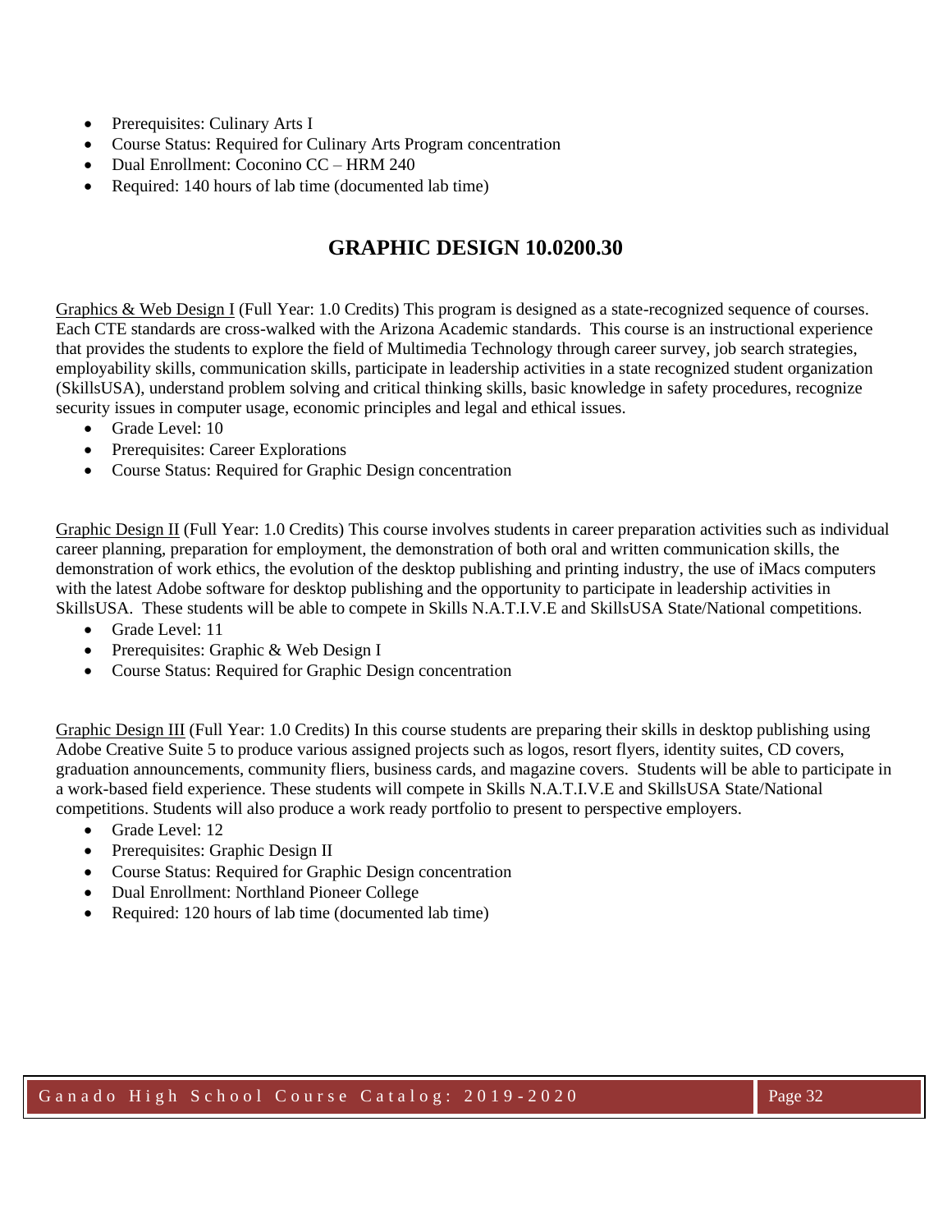- Prerequisites: Culinary Arts I
- Course Status: Required for Culinary Arts Program concentration
- Dual Enrollment: Coconino CC – HRM 240
- Required: 140 hours of lab time (documented lab time)

## GRAPHIC DESIGN 10.0200.30

Graphics & Web Design I (Full Year: 1.0 Credits) This program is designed as a state-recognized sequence of courses. Each CTE standards are cross-walked with the Arizona Academic standards. This course is an instructional experience that provides the students to explore the field of Multimedia Technology through career survey, job search strategies, employability skills, communication skills, participate in leadership activities in a state recognized student organization (SkillsUSA), understand problem solving and critical thinking skills, basic knowledge in safety procedures, recognize security issues in computer usage, economic principles and legal and ethical issues.

- Grade Level: 10
- Prerequisites: Career Explorations
- Course Status: Required for Graphic Design concentration

Graphic Design II (Full Year: 1.0 Credits) This course involves students in career preparation activities such as individual career planning, preparation for employment, the demonstration of both oral and written communication skills, the demonstration of work ethics, the evolution of the desktop publishing and printing industry, the use of iMacs computers with the latest Adobe software for desktop publishing and the opportunity to participate in leadership activities in SkillsUSA. These students will be able to compete in Skills N.A.T.I.V.E and SkillsUSA State/National competitions.

- Grade Level: 11
- Prerequisites: Graphic & Web Design I
- Course Status: Required for Graphic Design concentration

Graphic Design III (Full Year: 1.0 Credits) In this course students are preparing their skills in desktop publishing using Adobe Creative Suite 5 to produce various assigned projects such as logos, resort flyers, identity suites, CD covers, graduation announcements, community fliers, business cards, and magazine covers. Students will be able to participate in a work-based field experience. These students will compete in Skills N.A.T.I.V.E and SkillsUSA State/National competitions. Students will also produce a work ready portfolio to present to perspective employers.

- Grade Level: 12
- Prerequisites: Graphic Design II
- Course Status: Required for Graphic Design concentration
- Dual Enrollment: Northland Pioneer College
- Required: 120 hours of lab time (documented lab time)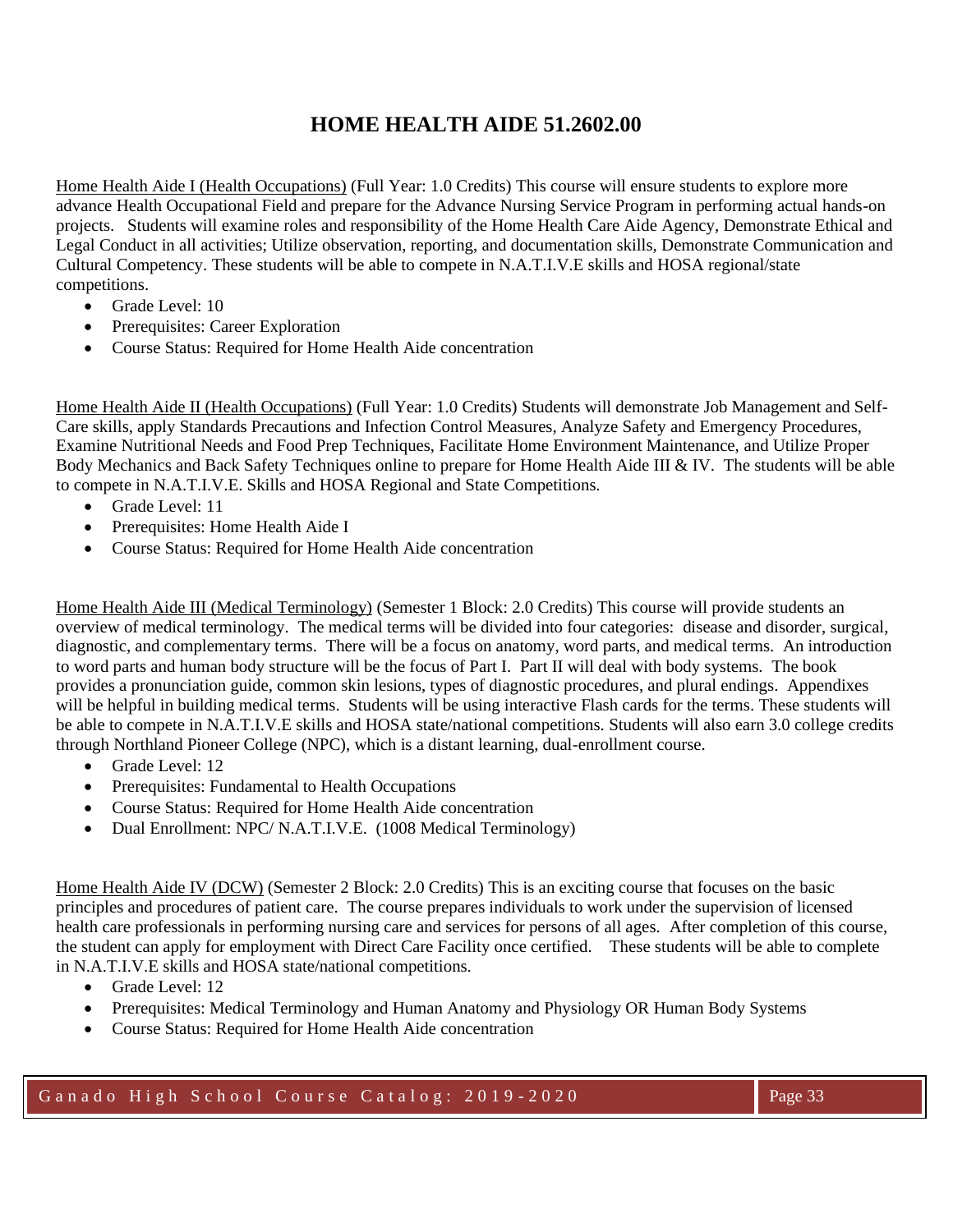# HOME HEALTH AIDE 51.2602.00

Home Health Aide I (Health Occupations) (Full Year: 1.0 Credits) This course will ensure students to explore more advance Health Occupational Field and prepare for the Advance Nursing Service Program in performing actual hands-on projects. Students will examine roles and responsibility of the Home Health Care Aide Agency, Demonstrate Ethical and Legal Conduct in all activities; Utilize observation, reporting, and documentation skills, Demonstrate Communication and Cultural Competency. These students will be able to compete in N.A.T.I.V.E skills and HOSA regional/state competitions.

- Grade Level: 10
- Prerequisites: Career Exploration
- Course Status: Required for Home Health Aide concentration

Home Health Aide II (Health Occupations) (Full Year: 1.0 Credits) Students will demonstrate Job Management and Self-Care skills, apply Standards Precautions and Infection Control Measures, Analyze Safety and Emergency Procedures, Examine Nutritional Needs and Food Prep Techniques, Facilitate Home Environment Maintenance, and Utilize Proper Body Mechanics and Back Safety Techniques online to prepare for Home Health Aide III & IV. The students will be able to compete in N.A.T.I.V.E. Skills and HOSA Regional and State Competitions.

- Grade Level: 11
- Prerequisites: Home Health Aide I
- Course Status: Required for Home Health Aide concentration

Home Health Aide III (Medical Terminology) (Semester 1 Block: 2.0 Credits) This course will provide students an overview of medical terminology. The medical terms will be divided into four categories: disease and disorder, surgical, diagnostic, and complementary terms. There will be a focus on anatomy, word parts, and medical terms. An introduction to word parts and human body structure will be the focus of Part I. Part II will deal with body systems. The book provides a pronunciation guide, common skin lesions, types of diagnostic procedures, and plural endings. Appendixes will be helpful in building medical terms. Students will be using interactive Flash cards for the terms. These students will be able to compete in N.A.T.I.V.E skills and HOSA state/national competitions. Students will also earn 3.0 college credits through Northland Pioneer College (NPC), which is a distant learning, dual-enrollment course.

- Grade Level: 12
- Prerequisites: Fundamental to Health Occupations
- Course Status: Required for Home Health Aide concentration
- Dual Enrollment: NPC/ N.A.T.I.V.E. (1008 Medical Terminology)

Home Health Aide IV (DCW) (Semester 2 Block: 2.0 Credits) This is an exciting course that focuses on the basic principles and procedures of patient care. The course prepares individuals to work under the supervision of licensed health care professionals in performing nursing care and services for persons of all ages. After completion of this course, the student can apply for employment with Direct Care Facility once certified. These students will be able to complete in N.A.T.I.V.E skills and HOSA state/national competitions.

- Grade Level: 12
- Prerequisites: Medical Terminology and Human Anatomy and Physiology OR Human Body Systems
- Course Status: Required for Home Health Aide concentration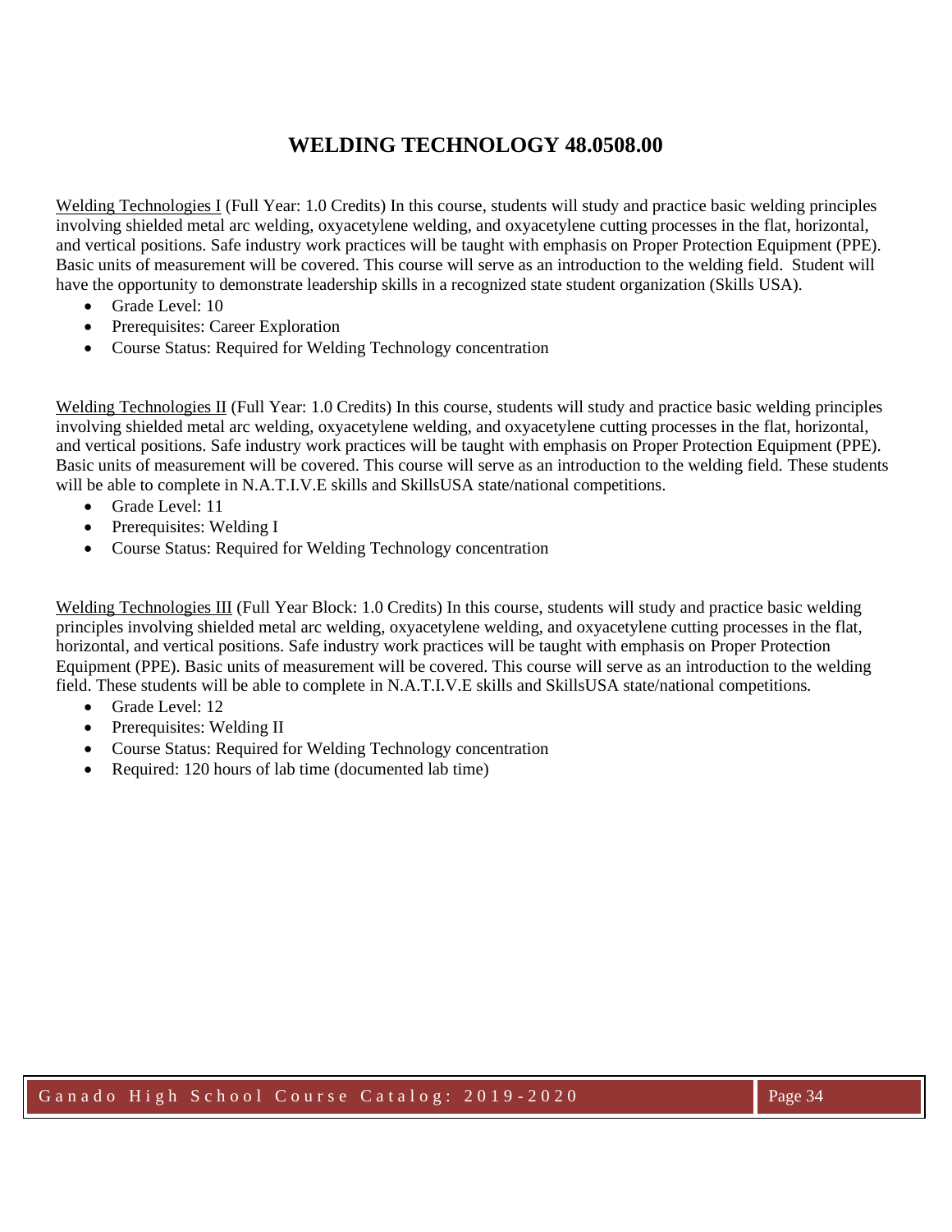# WELDING TECHNOLOGY 48.0508.00

Welding Technologies I (Full Year: 1.0 Credits) In this course, students will study and practice basic welding principles involving shielded metal arc welding, oxyacetylene welding, and oxyacetylene cutting processes in the flat, horizontal, and vertical positions. Safe industry work practices will be taught with emphasis on Proper Protection Equipment (PPE). Basic units of measurement will be covered. This course will serve as an introduction to the welding field. Student will have the opportunity to demonstrate leadership skills in a recognized state student organization (Skills USA).

- Grade Level: 10
- Prerequisites: Career Exploration
- Course Status: Required for Welding Technology concentration

Welding Technologies II (Full Year: 1.0 Credits) In this course, students will study and practice basic welding principles involving shielded metal arc welding, oxyacetylene welding, and oxyacetylene cutting processes in the flat, horizontal, and vertical positions. Safe industry work practices will be taught with emphasis on Proper Protection Equipment (PPE). Basic units of measurement will be covered. This course will serve as an introduction to the welding field. These students will be able to complete in N.A.T.I.V.E skills and SkillsUSA state/national competitions.

- Grade Level: 11
- Prerequisites: Welding I
- Course Status: Required for Welding Technology concentration

Welding Technologies III (Full Year Block: 1.0 Credits) In this course, students will study and practice basic welding principles involving shielded metal arc welding, oxyacetylene welding, and oxyacetylene cutting processes in the flat, horizontal, and vertical positions. Safe industry work practices will be taught with emphasis on Proper Protection Equipment (PPE). Basic units of measurement will be covered. This course will serve as an introduction to the welding field. These students will be able to complete in N.A.T.I.V.E skills and SkillsUSA state/national competitions.

- Grade Level: 12
- Prerequisites: Welding II
- Course Status: Required for Welding Technology concentration
- Required: 120 hours of lab time (documented lab time)